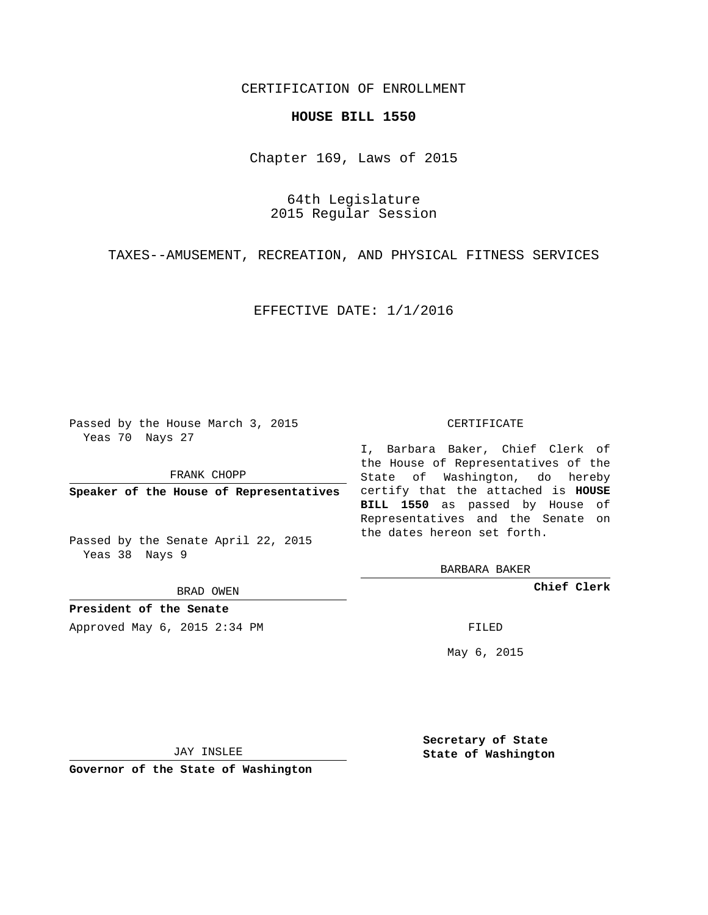CERTIFICATION OF ENROLLMENT

**HOUSE BILL 1550**

Chapter 169, Laws of 2015

64th Legislature
2015 Regular Session

TAXES--AMUSEMENT, RECREATION, AND PHYSICAL FITNESS SERVICES

EFFECTIVE DATE: 1/1/2016

Passed by the House March 3, 2015
Yeas 70 Nays 27

FRANK CHOPP

**Speaker of the House of Representatives**

Passed by the Senate April 22, 2015
Yeas 38 Nays 9

BRAD OWEN

**President of the Senate**

Approved May 6, 2015 2:34 PM

JAY INSLEE

**Governor of the State of Washington**

CERTIFICATE

I, Barbara Baker, Chief Clerk of the House of Representatives of the State of Washington, do hereby certify that the attached is **HOUSE BILL 1550** as passed by House of Representatives and the Senate on the dates hereon set forth.

BARBARA BAKER

**Chief Clerk**

FILED

May 6, 2015

**Secretary of State**
**State of Washington**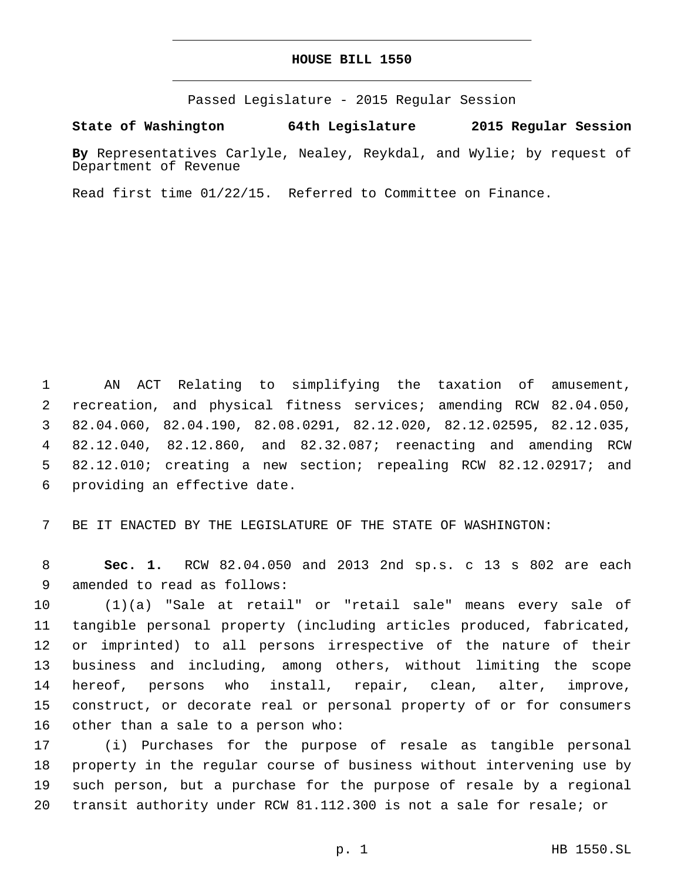# HOUSE BILL 1550

Passed Legislature - 2015 Regular Session

**State of Washington 64th Legislature 2015 Regular Session**

**By** Representatives Carlyle, Nealey, Reykdal, and Wylie; by request of Department of Revenue

Read first time 01/22/15. Referred to Committee on Finance.

AN ACT Relating to simplifying the taxation of amusement, recreation, and physical fitness services; amending RCW 82.04.050, 82.04.060, 82.04.190, 82.08.0291, 82.12.020, 82.12.02595, 82.12.035, 82.12.040, 82.12.860, and 82.32.087; reenacting and amending RCW 82.12.010; creating a new section; repealing RCW 82.12.02917; and providing an effective date.

BE IT ENACTED BY THE LEGISLATURE OF THE STATE OF WASHINGTON:

**Sec. 1.** RCW 82.04.050 and 2013 2nd sp.s. c 13 s 802 are each amended to read as follows:

(1)(a) "Sale at retail" or "retail sale" means every sale of tangible personal property (including articles produced, fabricated, or imprinted) to all persons irrespective of the nature of their business and including, among others, without limiting the scope hereof, persons who install, repair, clean, alter, improve, construct, or decorate real or personal property of or for consumers other than a sale to a person who:

(i) Purchases for the purpose of resale as tangible personal property in the regular course of business without intervening use by such person, but a purchase for the purpose of resale by a regional transit authority under RCW 81.112.300 is not a sale for resale; or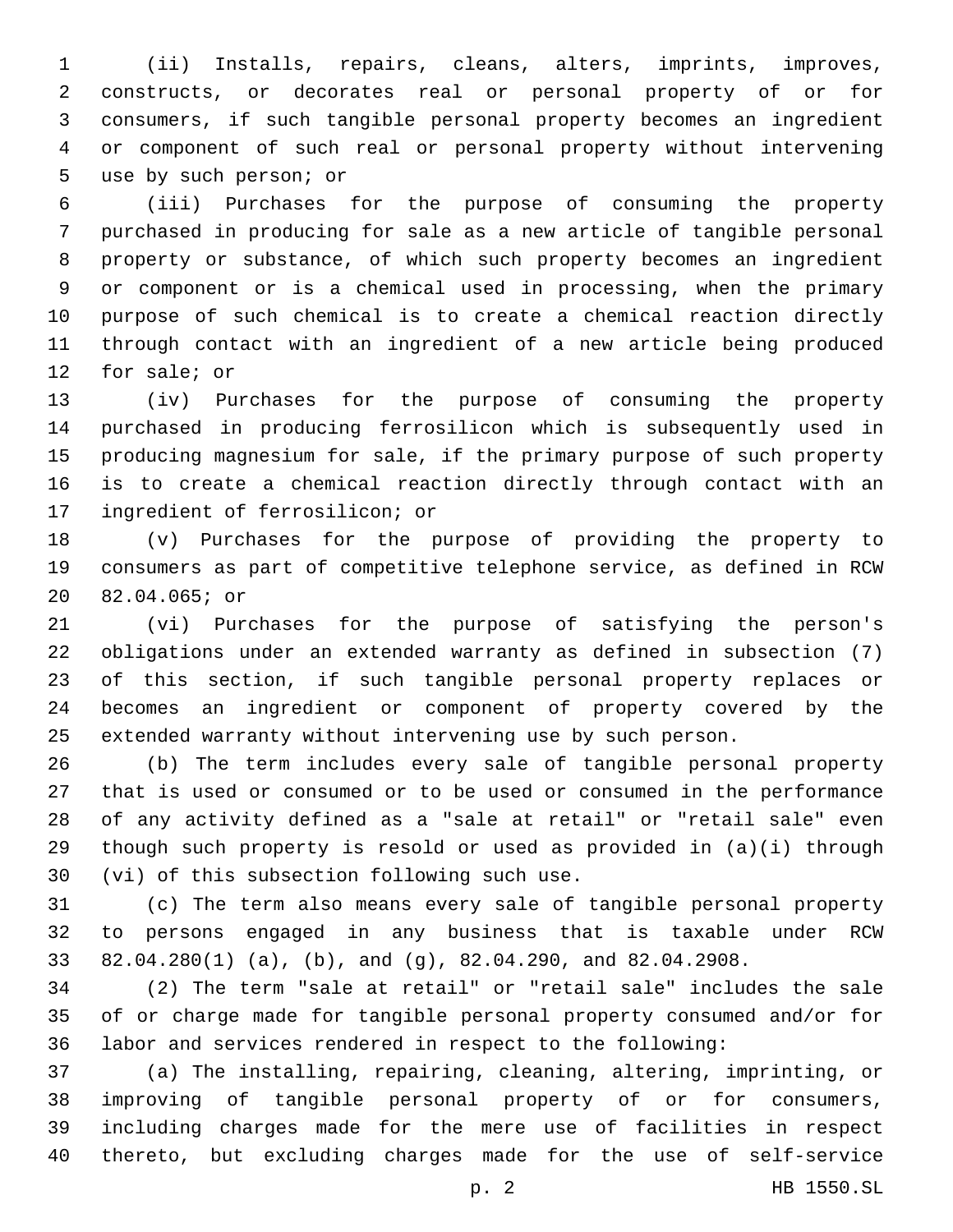(ii) Installs, repairs, cleans, alters, imprints, improves, constructs, or decorates real or personal property of or for consumers, if such tangible personal property becomes an ingredient or component of such real or personal property without intervening use by such person; or

(iii) Purchases for the purpose of consuming the property purchased in producing for sale as a new article of tangible personal property or substance, of which such property becomes an ingredient or component or is a chemical used in processing, when the primary purpose of such chemical is to create a chemical reaction directly through contact with an ingredient of a new article being produced for sale; or

(iv) Purchases for the purpose of consuming the property purchased in producing ferrosilicon which is subsequently used in producing magnesium for sale, if the primary purpose of such property is to create a chemical reaction directly through contact with an ingredient of ferrosilicon; or

(v) Purchases for the purpose of providing the property to consumers as part of competitive telephone service, as defined in RCW 82.04.065; or

(vi) Purchases for the purpose of satisfying the person's obligations under an extended warranty as defined in subsection (7) of this section, if such tangible personal property replaces or becomes an ingredient or component of property covered by the extended warranty without intervening use by such person.

(b) The term includes every sale of tangible personal property that is used or consumed or to be used or consumed in the performance of any activity defined as a "sale at retail" or "retail sale" even though such property is resold or used as provided in (a)(i) through (vi) of this subsection following such use.

(c) The term also means every sale of tangible personal property to persons engaged in any business that is taxable under RCW 82.04.280(1) (a), (b), and (g), 82.04.290, and 82.04.2908.

(2) The term "sale at retail" or "retail sale" includes the sale of or charge made for tangible personal property consumed and/or for labor and services rendered in respect to the following:

(a) The installing, repairing, cleaning, altering, imprinting, or improving of tangible personal property of or for consumers, including charges made for the mere use of facilities in respect thereto, but excluding charges made for the use of self-service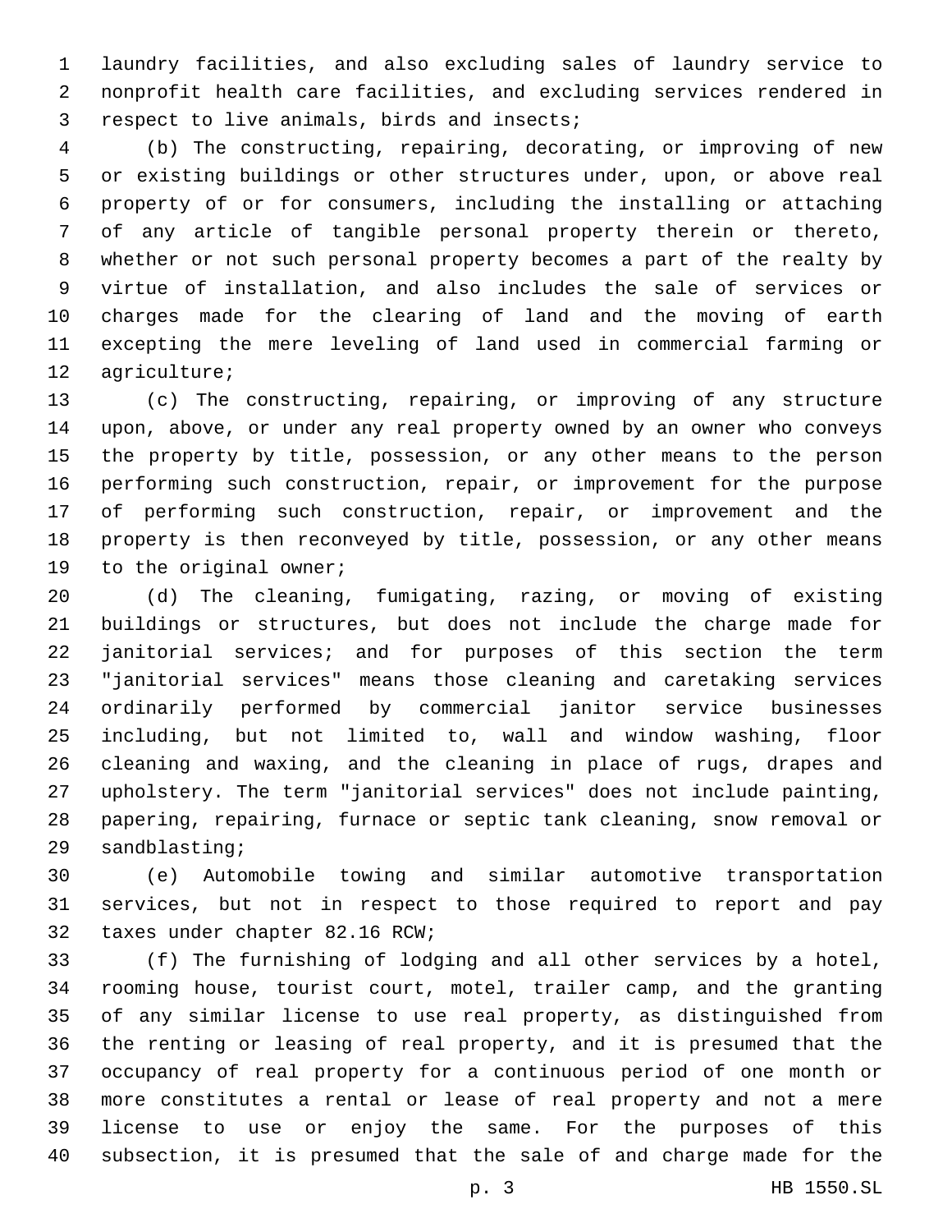laundry facilities, and also excluding sales of laundry service to nonprofit health care facilities, and excluding services rendered in respect to live animals, birds and insects;

(b) The constructing, repairing, decorating, or improving of new or existing buildings or other structures under, upon, or above real property of or for consumers, including the installing or attaching of any article of tangible personal property therein or thereto, whether or not such personal property becomes a part of the realty by virtue of installation, and also includes the sale of services or charges made for the clearing of land and the moving of earth excepting the mere leveling of land used in commercial farming or agriculture;

(c) The constructing, repairing, or improving of any structure upon, above, or under any real property owned by an owner who conveys the property by title, possession, or any other means to the person performing such construction, repair, or improvement for the purpose of performing such construction, repair, or improvement and the property is then reconveyed by title, possession, or any other means to the original owner;

(d) The cleaning, fumigating, razing, or moving of existing buildings or structures, but does not include the charge made for janitorial services; and for purposes of this section the term "janitorial services" means those cleaning and caretaking services ordinarily performed by commercial janitor service businesses including, but not limited to, wall and window washing, floor cleaning and waxing, and the cleaning in place of rugs, drapes and upholstery. The term "janitorial services" does not include painting, papering, repairing, furnace or septic tank cleaning, snow removal or sandblasting;

(e) Automobile towing and similar automotive transportation services, but not in respect to those required to report and pay taxes under chapter 82.16 RCW;

(f) The furnishing of lodging and all other services by a hotel, rooming house, tourist court, motel, trailer camp, and the granting of any similar license to use real property, as distinguished from the renting or leasing of real property, and it is presumed that the occupancy of real property for a continuous period of one month or more constitutes a rental or lease of real property and not a mere license to use or enjoy the same. For the purposes of this subsection, it is presumed that the sale of and charge made for the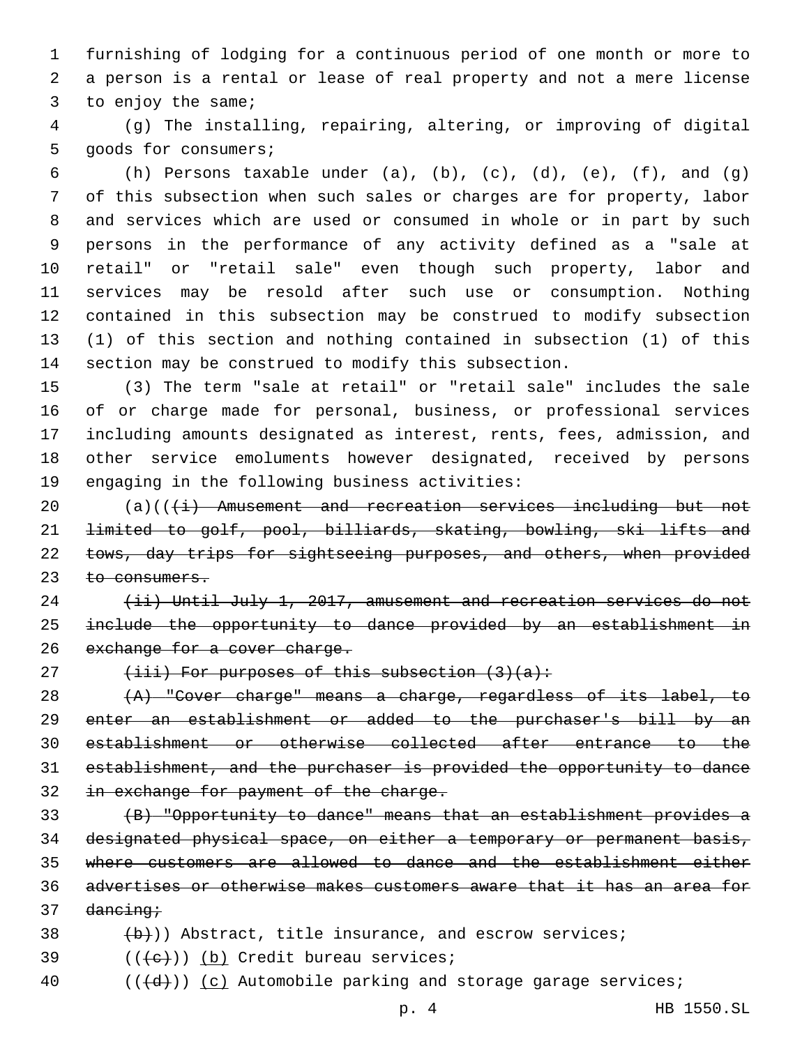furnishing of lodging for a continuous period of one month or more to a person is a rental or lease of real property and not a mere license to enjoy the same;

(g) The installing, repairing, altering, or improving of digital goods for consumers;

(h) Persons taxable under (a), (b), (c), (d), (e), (f), and (g) of this subsection when such sales or charges are for property, labor and services which are used or consumed in whole or in part by such persons in the performance of any activity defined as a "sale at retail" or "retail sale" even though such property, labor and services may be resold after such use or consumption. Nothing contained in this subsection may be construed to modify subsection (1) of this section and nothing contained in subsection (1) of this section may be construed to modify this subsection.

(3) The term "sale at retail" or "retail sale" includes the sale of or charge made for personal, business, or professional services including amounts designated as interest, rents, fees, admission, and other service emoluments however designated, received by persons engaging in the following business activities:

(a)((~~(i) Amusement and recreation services including but not limited to golf, pool, billiards, skating, bowling, ski lifts and tows, day trips for sightseeing purposes, and others, when provided to consumers.~~

~~(ii) Until July 1, 2017, amusement and recreation services do not include the opportunity to dance provided by an establishment in exchange for a cover charge.~~

~~(iii) For purposes of this subsection (3)(a):~~

~~(A) "Cover charge" means a charge, regardless of its label, to enter an establishment or added to the purchaser's bill by an establishment or otherwise collected after entrance to the establishment, and the purchaser is provided the opportunity to dance in exchange for payment of the charge.~~

~~(B) "Opportunity to dance" means that an establishment provides a designated physical space, on either a temporary or permanent basis, where customers are allowed to dance and the establishment either advertises or otherwise makes customers aware that it has an area for dancing;~~

~~(b)~~)) Abstract, title insurance, and escrow services;

((~~(c)~~)) <u>(b)</u> Credit bureau services;

((~~(d)~~)) <u>(c)</u> Automobile parking and storage garage services;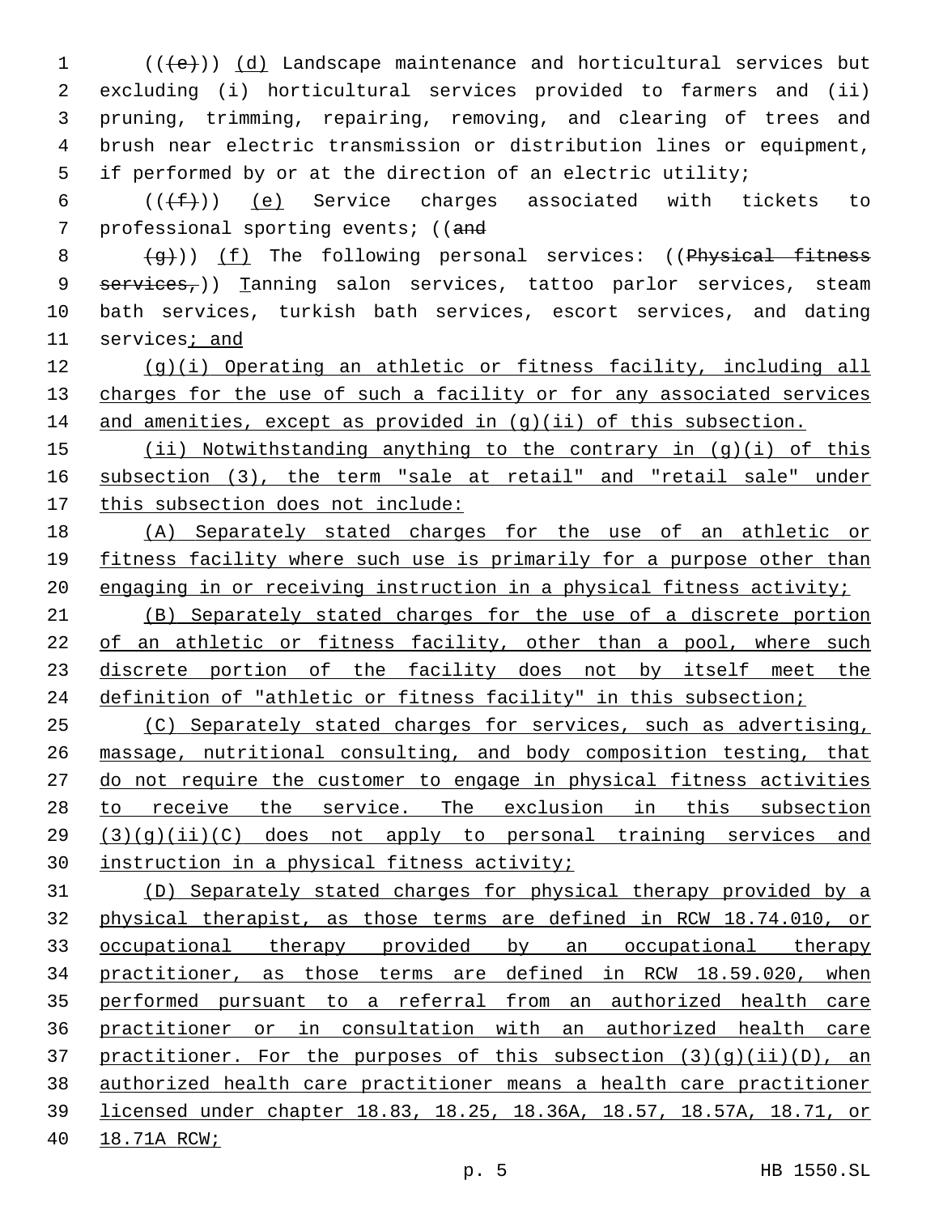((~~(e)~~)) (d) Landscape maintenance and horticultural services but excluding (i) horticultural services provided to farmers and (ii) pruning, trimming, repairing, removing, and clearing of trees and brush near electric transmission or distribution lines or equipment, if performed by or at the direction of an electric utility;

((~~(f)~~)) (e) Service charges associated with tickets to professional sporting events; ((~~and~~

~~(g)~~)) (f) The following personal services: ((~~Physical fitness services,~~)) Tanning salon services, tattoo parlor services, steam bath services, turkish bath services, escort services, and dating services; and

(g)(i) Operating an athletic or fitness facility, including all charges for the use of such a facility or for any associated services and amenities, except as provided in (g)(ii) of this subsection.

(ii) Notwithstanding anything to the contrary in (g)(i) of this subsection (3), the term "sale at retail" and "retail sale" under this subsection does not include:

(A) Separately stated charges for the use of an athletic or fitness facility where such use is primarily for a purpose other than engaging in or receiving instruction in a physical fitness activity;

(B) Separately stated charges for the use of a discrete portion of an athletic or fitness facility, other than a pool, where such discrete portion of the facility does not by itself meet the definition of "athletic or fitness facility" in this subsection;

(C) Separately stated charges for services, such as advertising, massage, nutritional consulting, and body composition testing, that do not require the customer to engage in physical fitness activities to receive the service. The exclusion in this subsection (3)(g)(ii)(C) does not apply to personal training services and instruction in a physical fitness activity;

(D) Separately stated charges for physical therapy provided by a physical therapist, as those terms are defined in RCW 18.74.010, or occupational therapy provided by an occupational therapy practitioner, as those terms are defined in RCW 18.59.020, when performed pursuant to a referral from an authorized health care practitioner or in consultation with an authorized health care practitioner. For the purposes of this subsection (3)(g)(ii)(D), an authorized health care practitioner means a health care practitioner licensed under chapter 18.83, 18.25, 18.36A, 18.57, 18.57A, 18.71, or 18.71A RCW;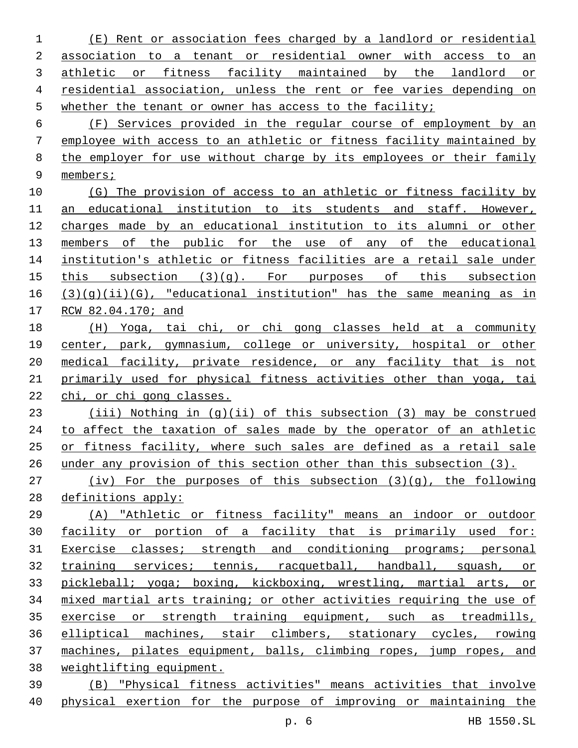(E) Rent or association fees charged by a landlord or residential association to a tenant or residential owner with access to an athletic or fitness facility maintained by the landlord or residential association, unless the rent or fee varies depending on whether the tenant or owner has access to the facility;

(F) Services provided in the regular course of employment by an employee with access to an athletic or fitness facility maintained by the employer for use without charge by its employees or their family members;

(G) The provision of access to an athletic or fitness facility by an educational institution to its students and staff. However, charges made by an educational institution to its alumni or other members of the public for the use of any of the educational institution's athletic or fitness facilities are a retail sale under this subsection (3)(g). For purposes of this subsection (3)(g)(ii)(G), "educational institution" has the same meaning as in RCW 82.04.170; and

(H) Yoga, tai chi, or chi gong classes held at a community center, park, gymnasium, college or university, hospital or other medical facility, private residence, or any facility that is not primarily used for physical fitness activities other than yoga, tai chi, or chi gong classes.

(iii) Nothing in (g)(ii) of this subsection (3) may be construed to affect the taxation of sales made by the operator of an athletic or fitness facility, where such sales are defined as a retail sale under any provision of this section other than this subsection (3).

(iv) For the purposes of this subsection (3)(g), the following definitions apply:

(A) "Athletic or fitness facility" means an indoor or outdoor facility or portion of a facility that is primarily used for: Exercise classes; strength and conditioning programs; personal training services; tennis, racquetball, handball, squash, or pickleball; yoga; boxing, kickboxing, wrestling, martial arts, or mixed martial arts training; or other activities requiring the use of exercise or strength training equipment, such as treadmills, elliptical machines, stair climbers, stationary cycles, rowing machines, pilates equipment, balls, climbing ropes, jump ropes, and weightlifting equipment.

(B) "Physical fitness activities" means activities that involve physical exertion for the purpose of improving or maintaining the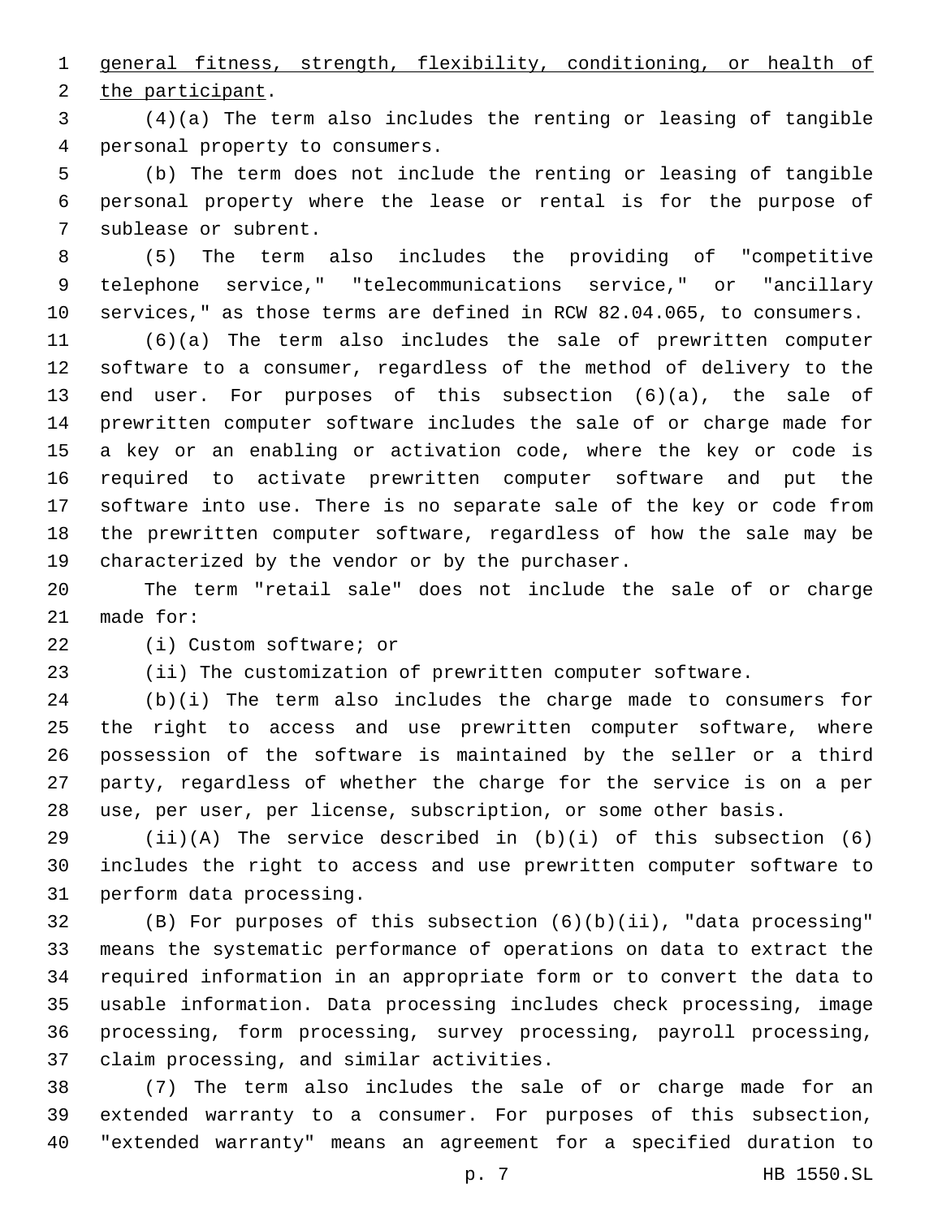general fitness, strength, flexibility, conditioning, or health of the participant.

(4)(a) The term also includes the renting or leasing of tangible personal property to consumers.

(b) The term does not include the renting or leasing of tangible personal property where the lease or rental is for the purpose of sublease or subrent.

(5) The term also includes the providing of "competitive telephone service," "telecommunications service," or "ancillary services," as those terms are defined in RCW 82.04.065, to consumers.

(6)(a) The term also includes the sale of prewritten computer software to a consumer, regardless of the method of delivery to the end user. For purposes of this subsection (6)(a), the sale of prewritten computer software includes the sale of or charge made for a key or an enabling or activation code, where the key or code is required to activate prewritten computer software and put the software into use. There is no separate sale of the key or code from the prewritten computer software, regardless of how the sale may be characterized by the vendor or by the purchaser.

The term "retail sale" does not include the sale of or charge made for:

(i) Custom software; or

(ii) The customization of prewritten computer software.

(b)(i) The term also includes the charge made to consumers for the right to access and use prewritten computer software, where possession of the software is maintained by the seller or a third party, regardless of whether the charge for the service is on a per use, per user, per license, subscription, or some other basis.

(ii)(A) The service described in (b)(i) of this subsection (6) includes the right to access and use prewritten computer software to perform data processing.

(B) For purposes of this subsection (6)(b)(ii), "data processing" means the systematic performance of operations on data to extract the required information in an appropriate form or to convert the data to usable information. Data processing includes check processing, image processing, form processing, survey processing, payroll processing, claim processing, and similar activities.

(7) The term also includes the sale of or charge made for an extended warranty to a consumer. For purposes of this subsection, "extended warranty" means an agreement for a specified duration to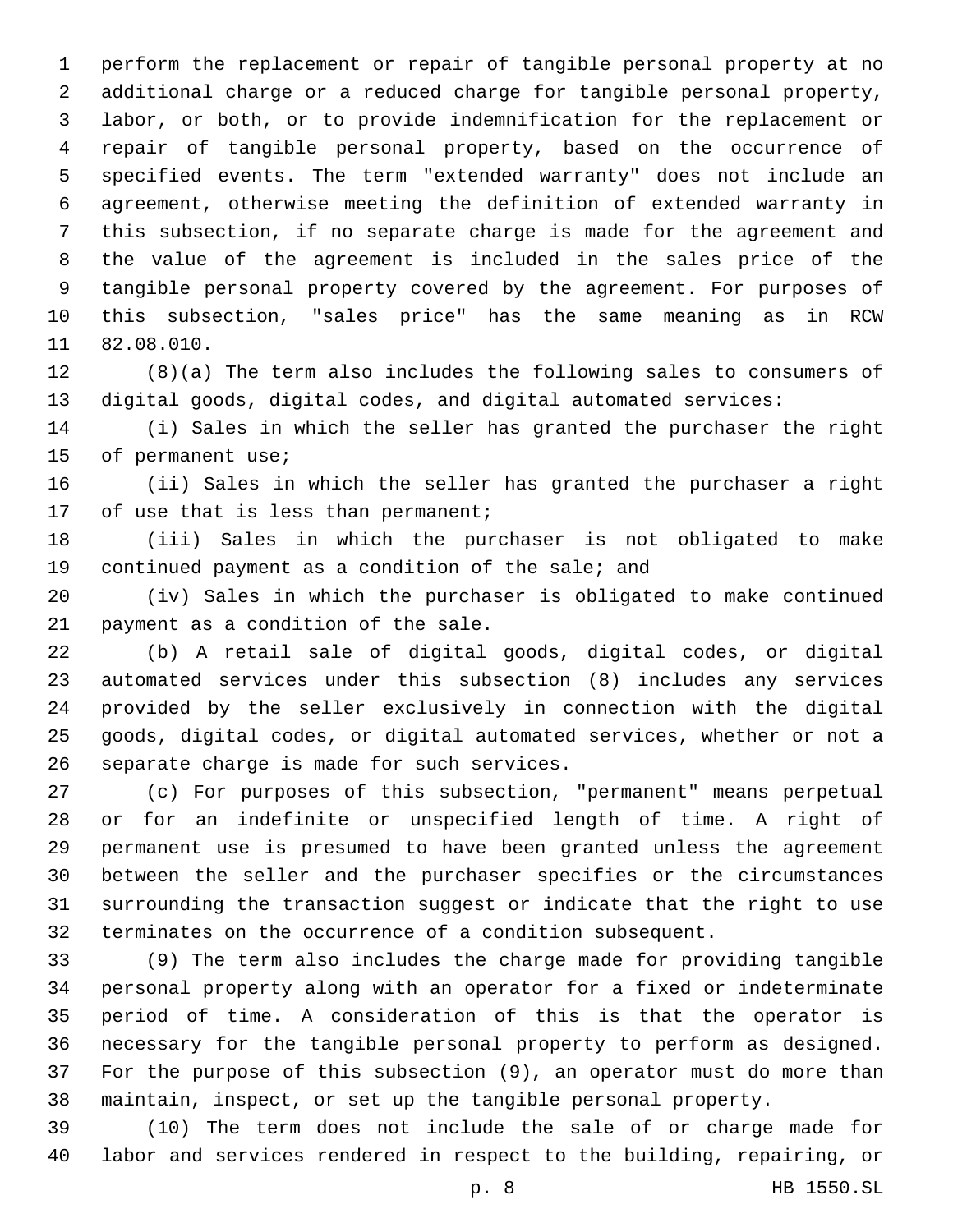perform the replacement or repair of tangible personal property at no additional charge or a reduced charge for tangible personal property, labor, or both, or to provide indemnification for the replacement or repair of tangible personal property, based on the occurrence of specified events. The term "extended warranty" does not include an agreement, otherwise meeting the definition of extended warranty in this subsection, if no separate charge is made for the agreement and the value of the agreement is included in the sales price of the tangible personal property covered by the agreement. For purposes of this subsection, "sales price" has the same meaning as in RCW 82.08.010.

(8)(a) The term also includes the following sales to consumers of digital goods, digital codes, and digital automated services:

(i) Sales in which the seller has granted the purchaser the right of permanent use;

(ii) Sales in which the seller has granted the purchaser a right of use that is less than permanent;

(iii) Sales in which the purchaser is not obligated to make continued payment as a condition of the sale; and

(iv) Sales in which the purchaser is obligated to make continued payment as a condition of the sale.

(b) A retail sale of digital goods, digital codes, or digital automated services under this subsection (8) includes any services provided by the seller exclusively in connection with the digital goods, digital codes, or digital automated services, whether or not a separate charge is made for such services.

(c) For purposes of this subsection, "permanent" means perpetual or for an indefinite or unspecified length of time. A right of permanent use is presumed to have been granted unless the agreement between the seller and the purchaser specifies or the circumstances surrounding the transaction suggest or indicate that the right to use terminates on the occurrence of a condition subsequent.

(9) The term also includes the charge made for providing tangible personal property along with an operator for a fixed or indeterminate period of time. A consideration of this is that the operator is necessary for the tangible personal property to perform as designed. For the purpose of this subsection (9), an operator must do more than maintain, inspect, or set up the tangible personal property.

(10) The term does not include the sale of or charge made for labor and services rendered in respect to the building, repairing, or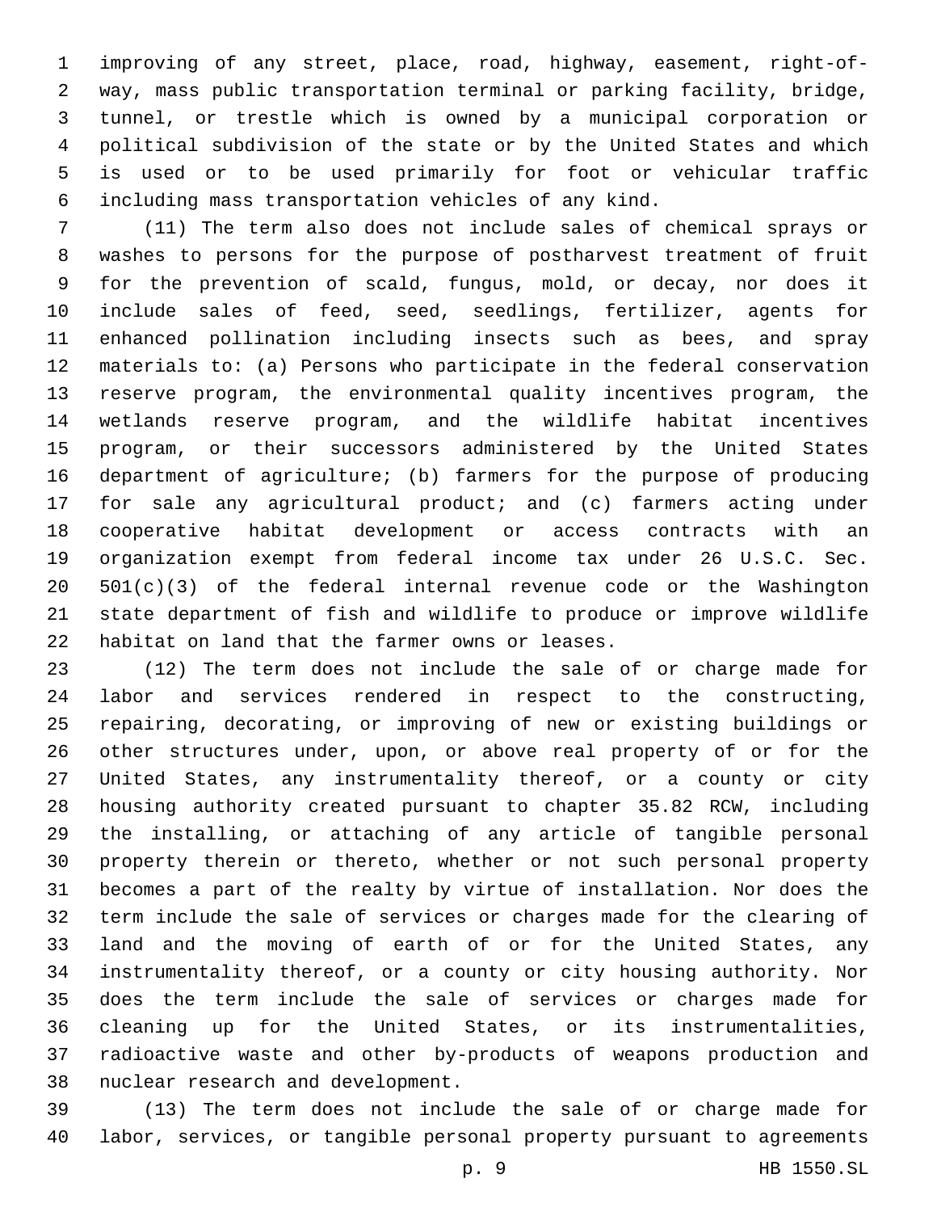improving of any street, place, road, highway, easement, right-of-way, mass public transportation terminal or parking facility, bridge, tunnel, or trestle which is owned by a municipal corporation or political subdivision of the state or by the United States and which is used or to be used primarily for foot or vehicular traffic including mass transportation vehicles of any kind.

(11) The term also does not include sales of chemical sprays or washes to persons for the purpose of postharvest treatment of fruit for the prevention of scald, fungus, mold, or decay, nor does it include sales of feed, seed, seedlings, fertilizer, agents for enhanced pollination including insects such as bees, and spray materials to: (a) Persons who participate in the federal conservation reserve program, the environmental quality incentives program, the wetlands reserve program, and the wildlife habitat incentives program, or their successors administered by the United States department of agriculture; (b) farmers for the purpose of producing for sale any agricultural product; and (c) farmers acting under cooperative habitat development or access contracts with an organization exempt from federal income tax under 26 U.S.C. Sec. 501(c)(3) of the federal internal revenue code or the Washington state department of fish and wildlife to produce or improve wildlife habitat on land that the farmer owns or leases.

(12) The term does not include the sale of or charge made for labor and services rendered in respect to the constructing, repairing, decorating, or improving of new or existing buildings or other structures under, upon, or above real property of or for the United States, any instrumentality thereof, or a county or city housing authority created pursuant to chapter 35.82 RCW, including the installing, or attaching of any article of tangible personal property therein or thereto, whether or not such personal property becomes a part of the realty by virtue of installation. Nor does the term include the sale of services or charges made for the clearing of land and the moving of earth of or for the United States, any instrumentality thereof, or a county or city housing authority. Nor does the term include the sale of services or charges made for cleaning up for the United States, or its instrumentalities, radioactive waste and other by-products of weapons production and nuclear research and development.

(13) The term does not include the sale of or charge made for labor, services, or tangible personal property pursuant to agreements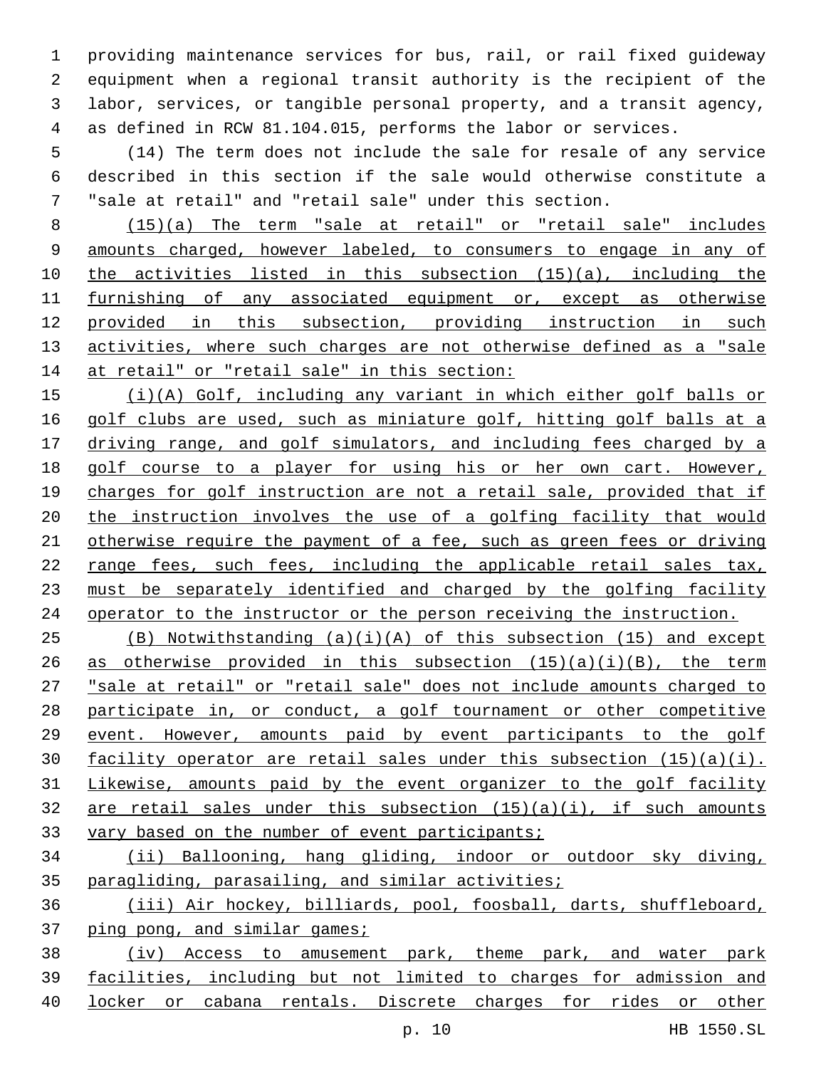providing maintenance services for bus, rail, or rail fixed guideway equipment when a regional transit authority is the recipient of the labor, services, or tangible personal property, and a transit agency, as defined in RCW 81.104.015, performs the labor or services.

(14) The term does not include the sale for resale of any service described in this section if the sale would otherwise constitute a "sale at retail" and "retail sale" under this section.

(15)(a) The term "sale at retail" or "retail sale" includes amounts charged, however labeled, to consumers to engage in any of the activities listed in this subsection (15)(a), including the furnishing of any associated equipment or, except as otherwise provided in this subsection, providing instruction in such activities, where such charges are not otherwise defined as a "sale at retail" or "retail sale" in this section:

(i)(A) Golf, including any variant in which either golf balls or golf clubs are used, such as miniature golf, hitting golf balls at a driving range, and golf simulators, and including fees charged by a golf course to a player for using his or her own cart. However, charges for golf instruction are not a retail sale, provided that if the instruction involves the use of a golfing facility that would otherwise require the payment of a fee, such as green fees or driving range fees, such fees, including the applicable retail sales tax, must be separately identified and charged by the golfing facility operator to the instructor or the person receiving the instruction.

(B) Notwithstanding (a)(i)(A) of this subsection (15) and except as otherwise provided in this subsection (15)(a)(i)(B), the term "sale at retail" or "retail sale" does not include amounts charged to participate in, or conduct, a golf tournament or other competitive event. However, amounts paid by event participants to the golf facility operator are retail sales under this subsection (15)(a)(i). Likewise, amounts paid by the event organizer to the golf facility are retail sales under this subsection (15)(a)(i), if such amounts vary based on the number of event participants;

(ii) Ballooning, hang gliding, indoor or outdoor sky diving, paragliding, parasailing, and similar activities;

(iii) Air hockey, billiards, pool, foosball, darts, shuffleboard, ping pong, and similar games;

(iv) Access to amusement park, theme park, and water park facilities, including but not limited to charges for admission and locker or cabana rentals. Discrete charges for rides or other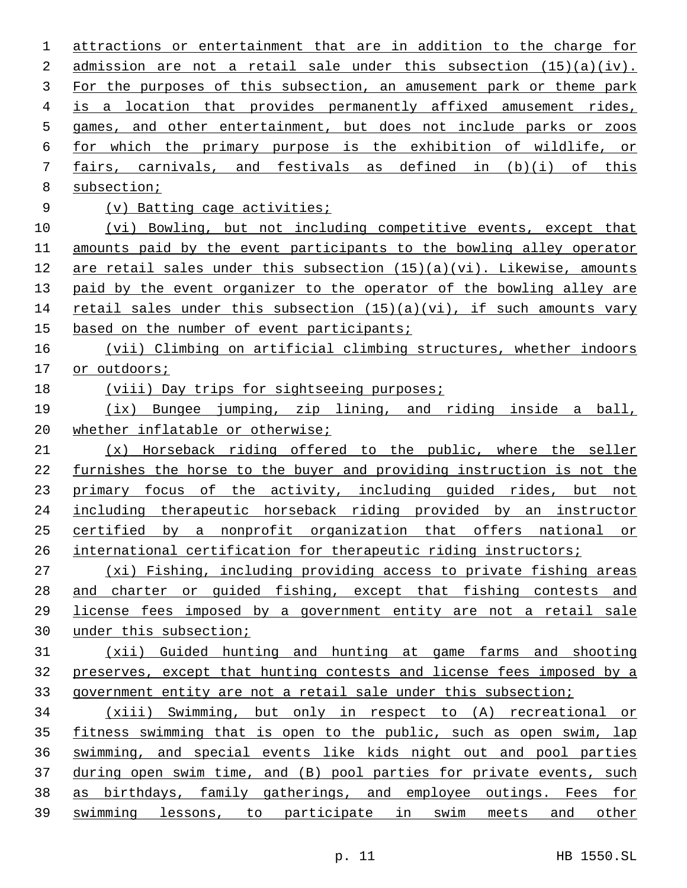attractions or entertainment that are in addition to the charge for admission are not a retail sale under this subsection (15)(a)(iv). For the purposes of this subsection, an amusement park or theme park is a location that provides permanently affixed amusement rides, games, and other entertainment, but does not include parks or zoos for which the primary purpose is the exhibition of wildlife, or fairs, carnivals, and festivals as defined in (b)(i) of this subsection;

(v) Batting cage activities;

(vi) Bowling, but not including competitive events, except that amounts paid by the event participants to the bowling alley operator are retail sales under this subsection (15)(a)(vi). Likewise, amounts paid by the event organizer to the operator of the bowling alley are retail sales under this subsection (15)(a)(vi), if such amounts vary based on the number of event participants;

(vii) Climbing on artificial climbing structures, whether indoors or outdoors;

(viii) Day trips for sightseeing purposes;

(ix) Bungee jumping, zip lining, and riding inside a ball, whether inflatable or otherwise;

(x) Horseback riding offered to the public, where the seller furnishes the horse to the buyer and providing instruction is not the primary focus of the activity, including guided rides, but not including therapeutic horseback riding provided by an instructor certified by a nonprofit organization that offers national or international certification for therapeutic riding instructors;

(xi) Fishing, including providing access to private fishing areas and charter or guided fishing, except that fishing contests and license fees imposed by a government entity are not a retail sale under this subsection;

(xii) Guided hunting and hunting at game farms and shooting preserves, except that hunting contests and license fees imposed by a government entity are not a retail sale under this subsection;

(xiii) Swimming, but only in respect to (A) recreational or fitness swimming that is open to the public, such as open swim, lap swimming, and special events like kids night out and pool parties during open swim time, and (B) pool parties for private events, such as birthdays, family gatherings, and employee outings. Fees for swimming lessons, to participate in swim meets and other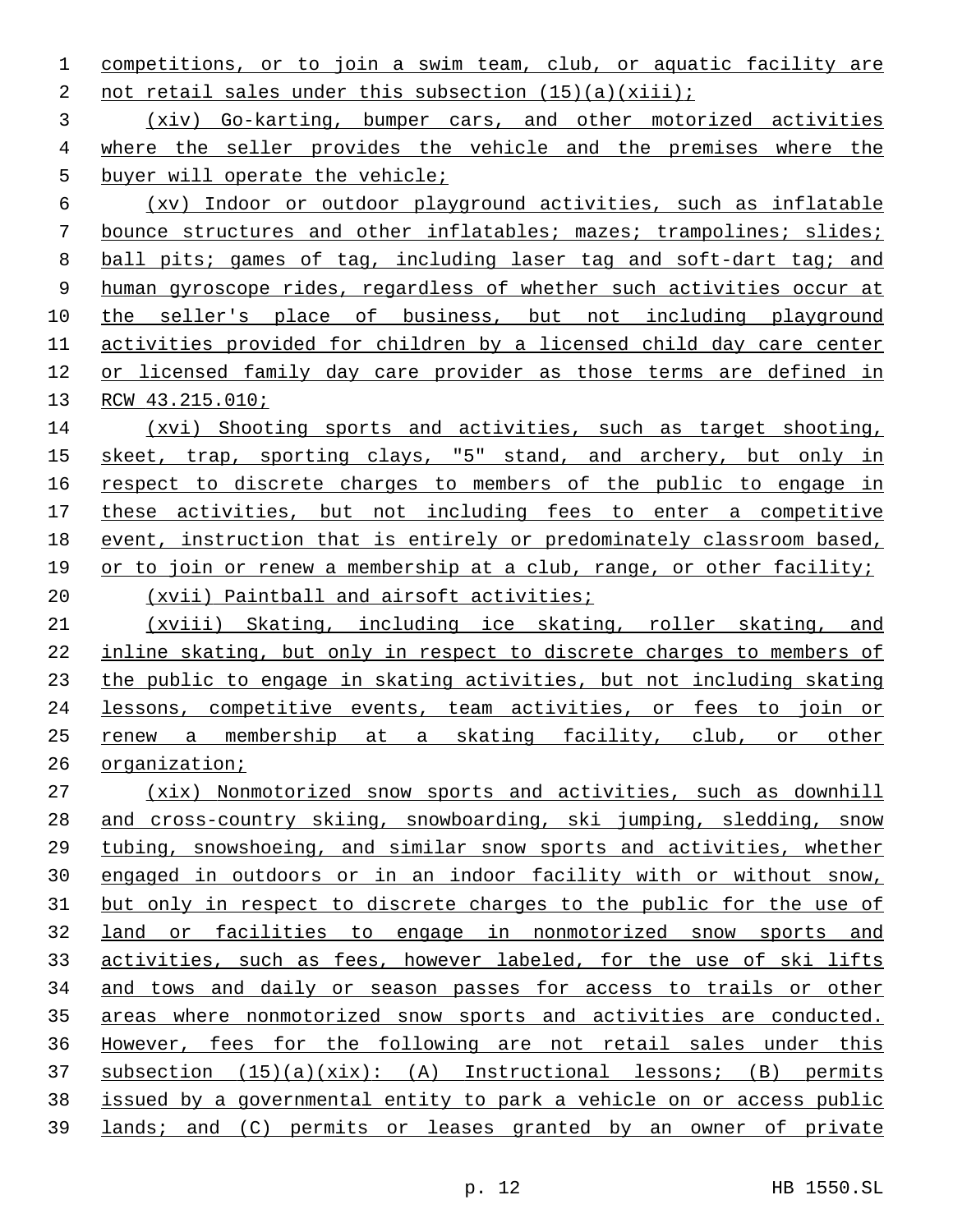competitions, or to join a swim team, club, or aquatic facility are not retail sales under this subsection (15)(a)(xiii);

(xiv) Go-karting, bumper cars, and other motorized activities where the seller provides the vehicle and the premises where the buyer will operate the vehicle;

(xv) Indoor or outdoor playground activities, such as inflatable bounce structures and other inflatables; mazes; trampolines; slides; ball pits; games of tag, including laser tag and soft-dart tag; and human gyroscope rides, regardless of whether such activities occur at the seller's place of business, but not including playground activities provided for children by a licensed child day care center or licensed family day care provider as those terms are defined in RCW 43.215.010;

(xvi) Shooting sports and activities, such as target shooting, skeet, trap, sporting clays, "5" stand, and archery, but only in respect to discrete charges to members of the public to engage in these activities, but not including fees to enter a competitive event, instruction that is entirely or predominately classroom based, or to join or renew a membership at a club, range, or other facility;

(xvii) Paintball and airsoft activities;

(xviii) Skating, including ice skating, roller skating, and inline skating, but only in respect to discrete charges to members of the public to engage in skating activities, but not including skating lessons, competitive events, team activities, or fees to join or renew a membership at a skating facility, club, or other organization;

(xix) Nonmotorized snow sports and activities, such as downhill and cross-country skiing, snowboarding, ski jumping, sledding, snow tubing, snowshoeing, and similar snow sports and activities, whether engaged in outdoors or in an indoor facility with or without snow, but only in respect to discrete charges to the public for the use of land or facilities to engage in nonmotorized snow sports and activities, such as fees, however labeled, for the use of ski lifts and tows and daily or season passes for access to trails or other areas where nonmotorized snow sports and activities are conducted. However, fees for the following are not retail sales under this subsection (15)(a)(xix): (A) Instructional lessons; (B) permits issued by a governmental entity to park a vehicle on or access public lands; and (C) permits or leases granted by an owner of private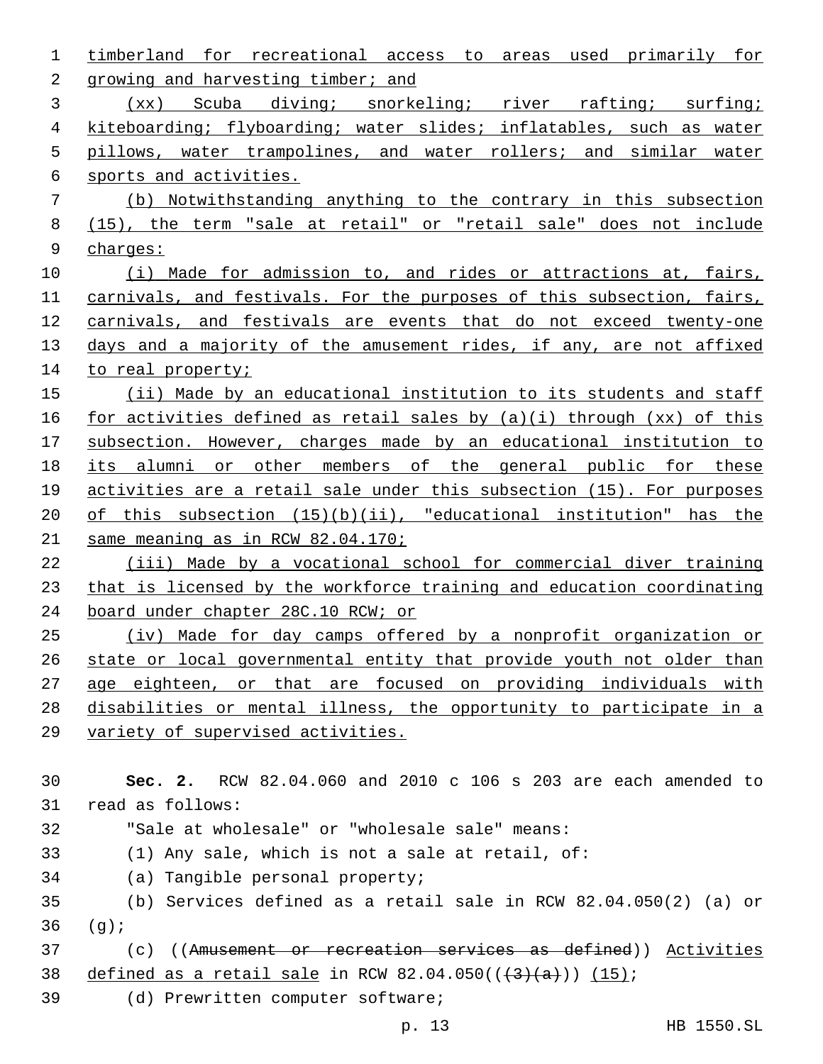timberland for recreational access to areas used primarily for growing and harvesting timber; and

(xx) Scuba diving; snorkeling; river rafting; surfing; kiteboarding; flyboarding; water slides; inflatables, such as water pillows, water trampolines, and water rollers; and similar water sports and activities.

(b) Notwithstanding anything to the contrary in this subsection (15), the term "sale at retail" or "retail sale" does not include charges:

(i) Made for admission to, and rides or attractions at, fairs, carnivals, and festivals. For the purposes of this subsection, fairs, carnivals, and festivals are events that do not exceed twenty-one days and a majority of the amusement rides, if any, are not affixed to real property;

(ii) Made by an educational institution to its students and staff for activities defined as retail sales by (a)(i) through (xx) of this subsection. However, charges made by an educational institution to its alumni or other members of the general public for these activities are a retail sale under this subsection (15). For purposes of this subsection (15)(b)(ii), "educational institution" has the same meaning as in RCW 82.04.170;

(iii) Made by a vocational school for commercial diver training that is licensed by the workforce training and education coordinating board under chapter 28C.10 RCW; or

(iv) Made for day camps offered by a nonprofit organization or state or local governmental entity that provide youth not older than age eighteen, or that are focused on providing individuals with disabilities or mental illness, the opportunity to participate in a variety of supervised activities.

**Sec. 2.** RCW 82.04.060 and 2010 c 106 s 203 are each amended to read as follows:

"Sale at wholesale" or "wholesale sale" means:

(1) Any sale, which is not a sale at retail, of:

(a) Tangible personal property;

(b) Services defined as a retail sale in RCW 82.04.050(2) (a) or (g);

(c) ((~~Amusement or recreation services as defined~~)) Activities defined as a retail sale in RCW 82.04.050((~~(3)(a)~~)) (15);

(d) Prewritten computer software;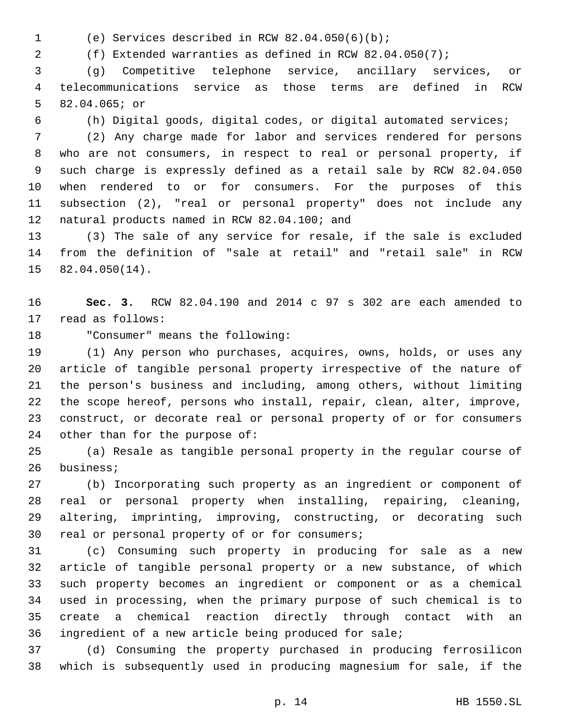(e) Services described in RCW 82.04.050(6)(b);

(f) Extended warranties as defined in RCW 82.04.050(7);

(g) Competitive telephone service, ancillary services, or telecommunications service as those terms are defined in RCW 82.04.065; or

(h) Digital goods, digital codes, or digital automated services;

(2) Any charge made for labor and services rendered for persons who are not consumers, in respect to real or personal property, if such charge is expressly defined as a retail sale by RCW 82.04.050 when rendered to or for consumers. For the purposes of this subsection (2), "real or personal property" does not include any natural products named in RCW 82.04.100; and

(3) The sale of any service for resale, if the sale is excluded from the definition of "sale at retail" and "retail sale" in RCW 82.04.050(14).

**Sec. 3.** RCW 82.04.190 and 2014 c 97 s 302 are each amended to read as follows:

"Consumer" means the following:

(1) Any person who purchases, acquires, owns, holds, or uses any article of tangible personal property irrespective of the nature of the person's business and including, among others, without limiting the scope hereof, persons who install, repair, clean, alter, improve, construct, or decorate real or personal property of or for consumers other than for the purpose of:

(a) Resale as tangible personal property in the regular course of business;

(b) Incorporating such property as an ingredient or component of real or personal property when installing, repairing, cleaning, altering, imprinting, improving, constructing, or decorating such real or personal property of or for consumers;

(c) Consuming such property in producing for sale as a new article of tangible personal property or a new substance, of which such property becomes an ingredient or component or as a chemical used in processing, when the primary purpose of such chemical is to create a chemical reaction directly through contact with an ingredient of a new article being produced for sale;

(d) Consuming the property purchased in producing ferrosilicon which is subsequently used in producing magnesium for sale, if the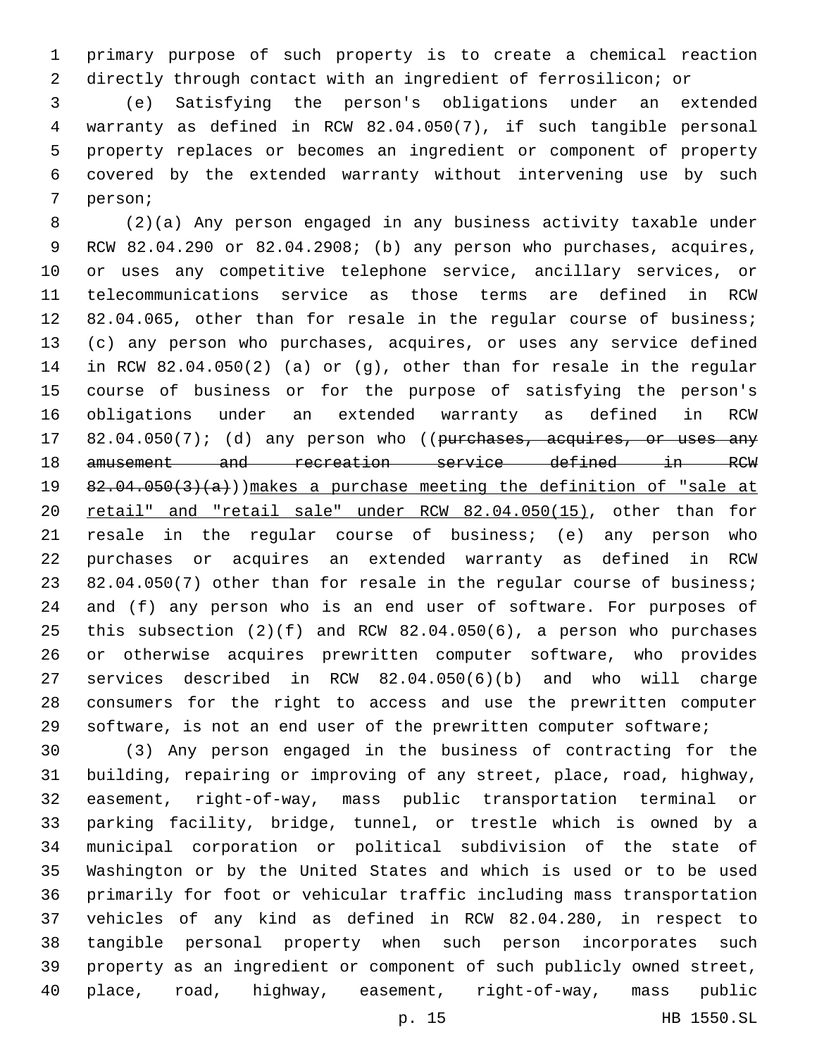primary purpose of such property is to create a chemical reaction directly through contact with an ingredient of ferrosilicon; or

(e) Satisfying the person's obligations under an extended warranty as defined in RCW 82.04.050(7), if such tangible personal property replaces or becomes an ingredient or component of property covered by the extended warranty without intervening use by such person;

(2)(a) Any person engaged in any business activity taxable under RCW 82.04.290 or 82.04.2908; (b) any person who purchases, acquires, or uses any competitive telephone service, ancillary services, or telecommunications service as those terms are defined in RCW 82.04.065, other than for resale in the regular course of business; (c) any person who purchases, acquires, or uses any service defined in RCW 82.04.050(2) (a) or (g), other than for resale in the regular course of business or for the purpose of satisfying the person's obligations under an extended warranty as defined in RCW 82.04.050(7); (d) any person who ((~~purchases, acquires, or uses any amusement and recreation service defined in RCW 82.04.050(3)(a)~~))makes a purchase meeting the definition of "sale at retail" and "retail sale" under RCW 82.04.050(15), other than for resale in the regular course of business; (e) any person who purchases or acquires an extended warranty as defined in RCW 82.04.050(7) other than for resale in the regular course of business; and (f) any person who is an end user of software. For purposes of this subsection (2)(f) and RCW 82.04.050(6), a person who purchases or otherwise acquires prewritten computer software, who provides services described in RCW 82.04.050(6)(b) and who will charge consumers for the right to access and use the prewritten computer software, is not an end user of the prewritten computer software;

(3) Any person engaged in the business of contracting for the building, repairing or improving of any street, place, road, highway, easement, right-of-way, mass public transportation terminal or parking facility, bridge, tunnel, or trestle which is owned by a municipal corporation or political subdivision of the state of Washington or by the United States and which is used or to be used primarily for foot or vehicular traffic including mass transportation vehicles of any kind as defined in RCW 82.04.280, in respect to tangible personal property when such person incorporates such property as an ingredient or component of such publicly owned street, place, road, highway, easement, right-of-way, mass public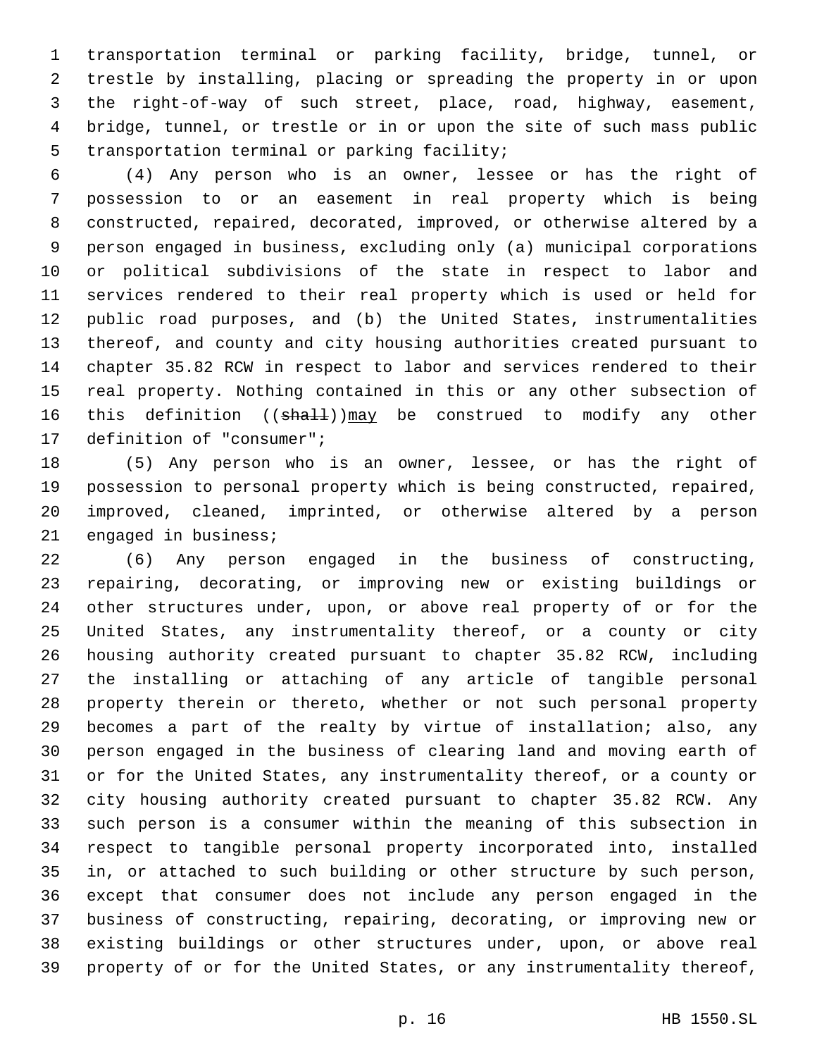transportation terminal or parking facility, bridge, tunnel, or trestle by installing, placing or spreading the property in or upon the right-of-way of such street, place, road, highway, easement, bridge, tunnel, or trestle or in or upon the site of such mass public transportation terminal or parking facility;

(4) Any person who is an owner, lessee or has the right of possession to or an easement in real property which is being constructed, repaired, decorated, improved, or otherwise altered by a person engaged in business, excluding only (a) municipal corporations or political subdivisions of the state in respect to labor and services rendered to their real property which is used or held for public road purposes, and (b) the United States, instrumentalities thereof, and county and city housing authorities created pursuant to chapter 35.82 RCW in respect to labor and services rendered to their real property. Nothing contained in this or any other subsection of this definition ((~~shall~~))<u>may</u> be construed to modify any other definition of "consumer";

(5) Any person who is an owner, lessee, or has the right of possession to personal property which is being constructed, repaired, improved, cleaned, imprinted, or otherwise altered by a person engaged in business;

(6) Any person engaged in the business of constructing, repairing, decorating, or improving new or existing buildings or other structures under, upon, or above real property of or for the United States, any instrumentality thereof, or a county or city housing authority created pursuant to chapter 35.82 RCW, including the installing or attaching of any article of tangible personal property therein or thereto, whether or not such personal property becomes a part of the realty by virtue of installation; also, any person engaged in the business of clearing land and moving earth of or for the United States, any instrumentality thereof, or a county or city housing authority created pursuant to chapter 35.82 RCW. Any such person is a consumer within the meaning of this subsection in respect to tangible personal property incorporated into, installed in, or attached to such building or other structure by such person, except that consumer does not include any person engaged in the business of constructing, repairing, decorating, or improving new or existing buildings or other structures under, upon, or above real property of or for the United States, or any instrumentality thereof,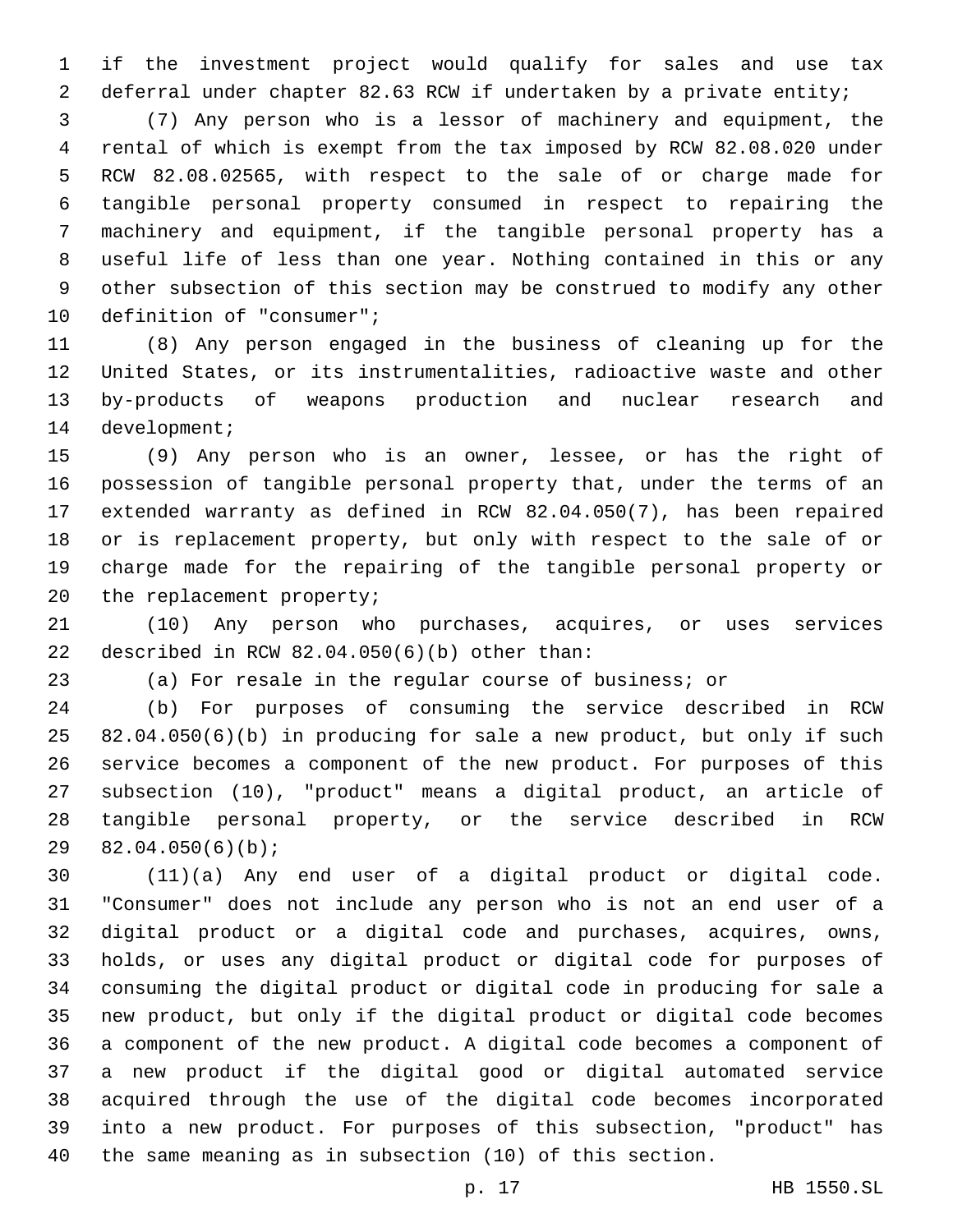if the investment project would qualify for sales and use tax deferral under chapter 82.63 RCW if undertaken by a private entity;

(7) Any person who is a lessor of machinery and equipment, the rental of which is exempt from the tax imposed by RCW 82.08.020 under RCW 82.08.02565, with respect to the sale of or charge made for tangible personal property consumed in respect to repairing the machinery and equipment, if the tangible personal property has a useful life of less than one year. Nothing contained in this or any other subsection of this section may be construed to modify any other definition of "consumer";

(8) Any person engaged in the business of cleaning up for the United States, or its instrumentalities, radioactive waste and other by-products of weapons production and nuclear research and development;

(9) Any person who is an owner, lessee, or has the right of possession of tangible personal property that, under the terms of an extended warranty as defined in RCW 82.04.050(7), has been repaired or is replacement property, but only with respect to the sale of or charge made for the repairing of the tangible personal property or the replacement property;

(10) Any person who purchases, acquires, or uses services described in RCW 82.04.050(6)(b) other than:

(a) For resale in the regular course of business; or

(b) For purposes of consuming the service described in RCW 82.04.050(6)(b) in producing for sale a new product, but only if such service becomes a component of the new product. For purposes of this subsection (10), "product" means a digital product, an article of tangible personal property, or the service described in RCW 82.04.050(6)(b);

(11)(a) Any end user of a digital product or digital code. "Consumer" does not include any person who is not an end user of a digital product or a digital code and purchases, acquires, owns, holds, or uses any digital product or digital code for purposes of consuming the digital product or digital code in producing for sale a new product, but only if the digital product or digital code becomes a component of the new product. A digital code becomes a component of a new product if the digital good or digital automated service acquired through the use of the digital code becomes incorporated into a new product. For purposes of this subsection, "product" has the same meaning as in subsection (10) of this section.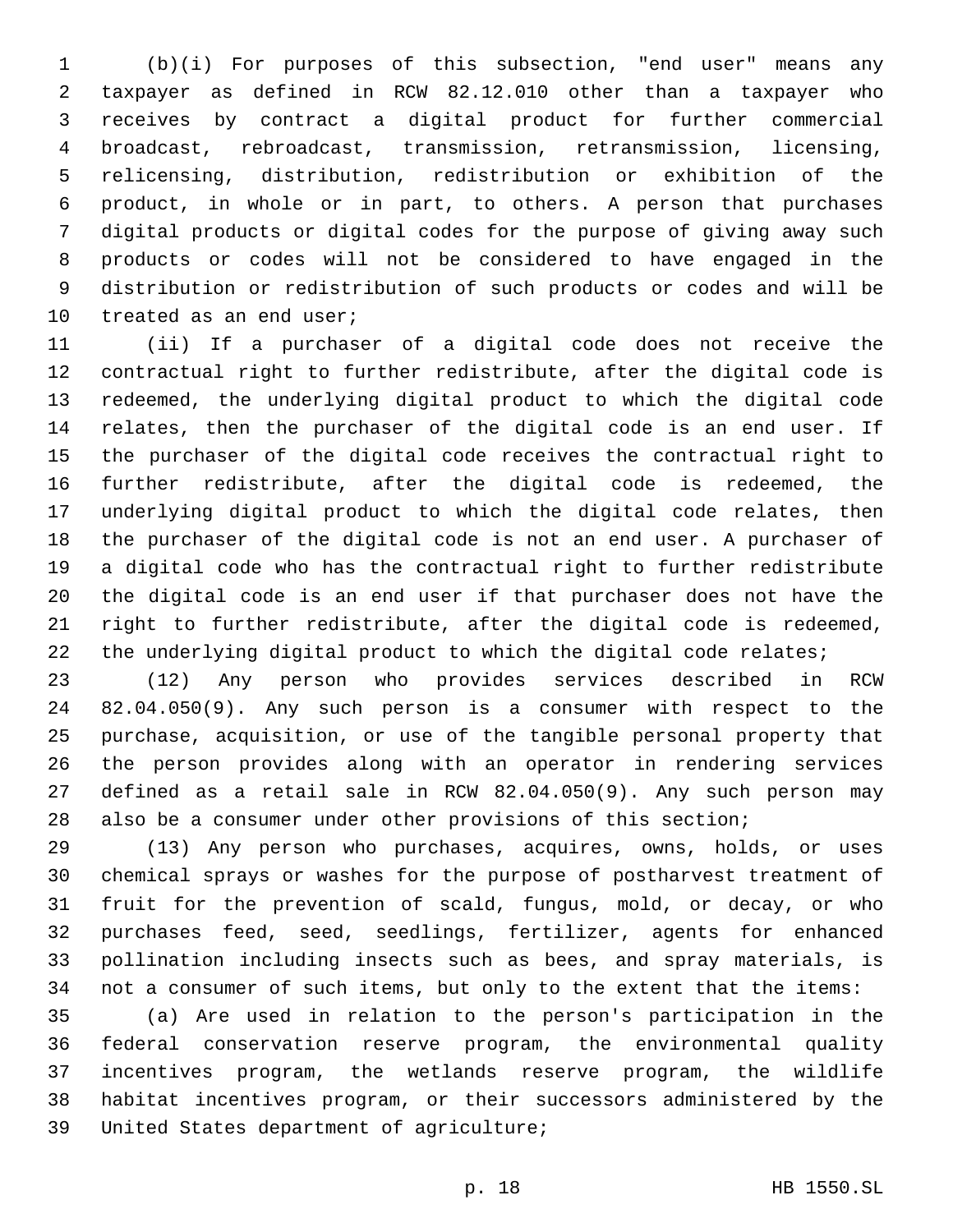(b)(i) For purposes of this subsection, "end user" means any taxpayer as defined in RCW 82.12.010 other than a taxpayer who receives by contract a digital product for further commercial broadcast, rebroadcast, transmission, retransmission, licensing, relicensing, distribution, redistribution or exhibition of the product, in whole or in part, to others. A person that purchases digital products or digital codes for the purpose of giving away such products or codes will not be considered to have engaged in the distribution or redistribution of such products or codes and will be treated as an end user;

(ii) If a purchaser of a digital code does not receive the contractual right to further redistribute, after the digital code is redeemed, the underlying digital product to which the digital code relates, then the purchaser of the digital code is an end user. If the purchaser of the digital code receives the contractual right to further redistribute, after the digital code is redeemed, the underlying digital product to which the digital code relates, then the purchaser of the digital code is not an end user. A purchaser of a digital code who has the contractual right to further redistribute the digital code is an end user if that purchaser does not have the right to further redistribute, after the digital code is redeemed, the underlying digital product to which the digital code relates;

(12) Any person who provides services described in RCW 82.04.050(9). Any such person is a consumer with respect to the purchase, acquisition, or use of the tangible personal property that the person provides along with an operator in rendering services defined as a retail sale in RCW 82.04.050(9). Any such person may also be a consumer under other provisions of this section;

(13) Any person who purchases, acquires, owns, holds, or uses chemical sprays or washes for the purpose of postharvest treatment of fruit for the prevention of scald, fungus, mold, or decay, or who purchases feed, seed, seedlings, fertilizer, agents for enhanced pollination including insects such as bees, and spray materials, is not a consumer of such items, but only to the extent that the items:

(a) Are used in relation to the person's participation in the federal conservation reserve program, the environmental quality incentives program, the wetlands reserve program, the wildlife habitat incentives program, or their successors administered by the United States department of agriculture;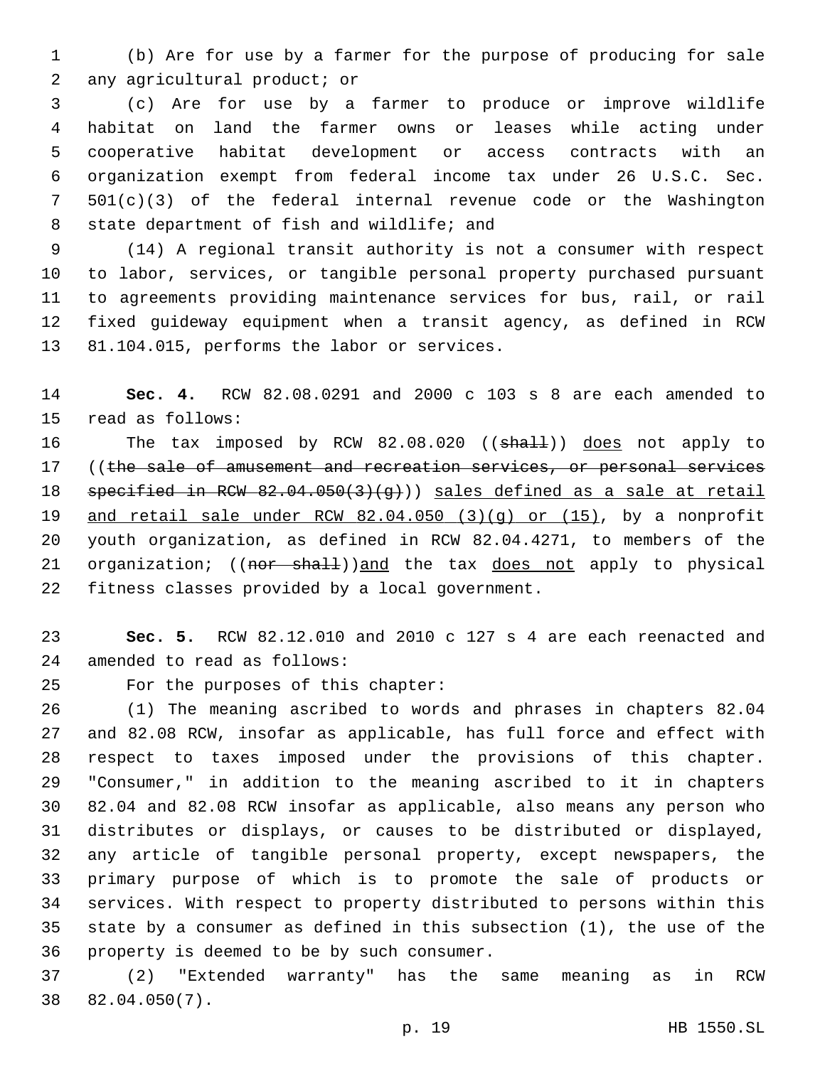(b) Are for use by a farmer for the purpose of producing for sale any agricultural product; or

(c) Are for use by a farmer to produce or improve wildlife habitat on land the farmer owns or leases while acting under cooperative habitat development or access contracts with an organization exempt from federal income tax under 26 U.S.C. Sec. 501(c)(3) of the federal internal revenue code or the Washington state department of fish and wildlife; and

(14) A regional transit authority is not a consumer with respect to labor, services, or tangible personal property purchased pursuant to agreements providing maintenance services for bus, rail, or rail fixed guideway equipment when a transit agency, as defined in RCW 81.104.015, performs the labor or services.

**Sec. 4.** RCW 82.08.0291 and 2000 c 103 s 8 are each amended to read as follows:

The tax imposed by RCW 82.08.020 ((~~shall~~)) does not apply to ((~~the sale of amusement and recreation services, or personal services specified in RCW 82.04.050(3)(g)~~)) sales defined as a sale at retail and retail sale under RCW 82.04.050 (3)(g) or (15), by a nonprofit youth organization, as defined in RCW 82.04.4271, to members of the organization; ((~~nor shall~~))and the tax does not apply to physical fitness classes provided by a local government.

**Sec. 5.** RCW 82.12.010 and 2010 c 127 s 4 are each reenacted and amended to read as follows:

For the purposes of this chapter:

(1) The meaning ascribed to words and phrases in chapters 82.04 and 82.08 RCW, insofar as applicable, has full force and effect with respect to taxes imposed under the provisions of this chapter. "Consumer," in addition to the meaning ascribed to it in chapters 82.04 and 82.08 RCW insofar as applicable, also means any person who distributes or displays, or causes to be distributed or displayed, any article of tangible personal property, except newspapers, the primary purpose of which is to promote the sale of products or services. With respect to property distributed to persons within this state by a consumer as defined in this subsection (1), the use of the property is deemed to be by such consumer.

(2) "Extended warranty" has the same meaning as in RCW 82.04.050(7).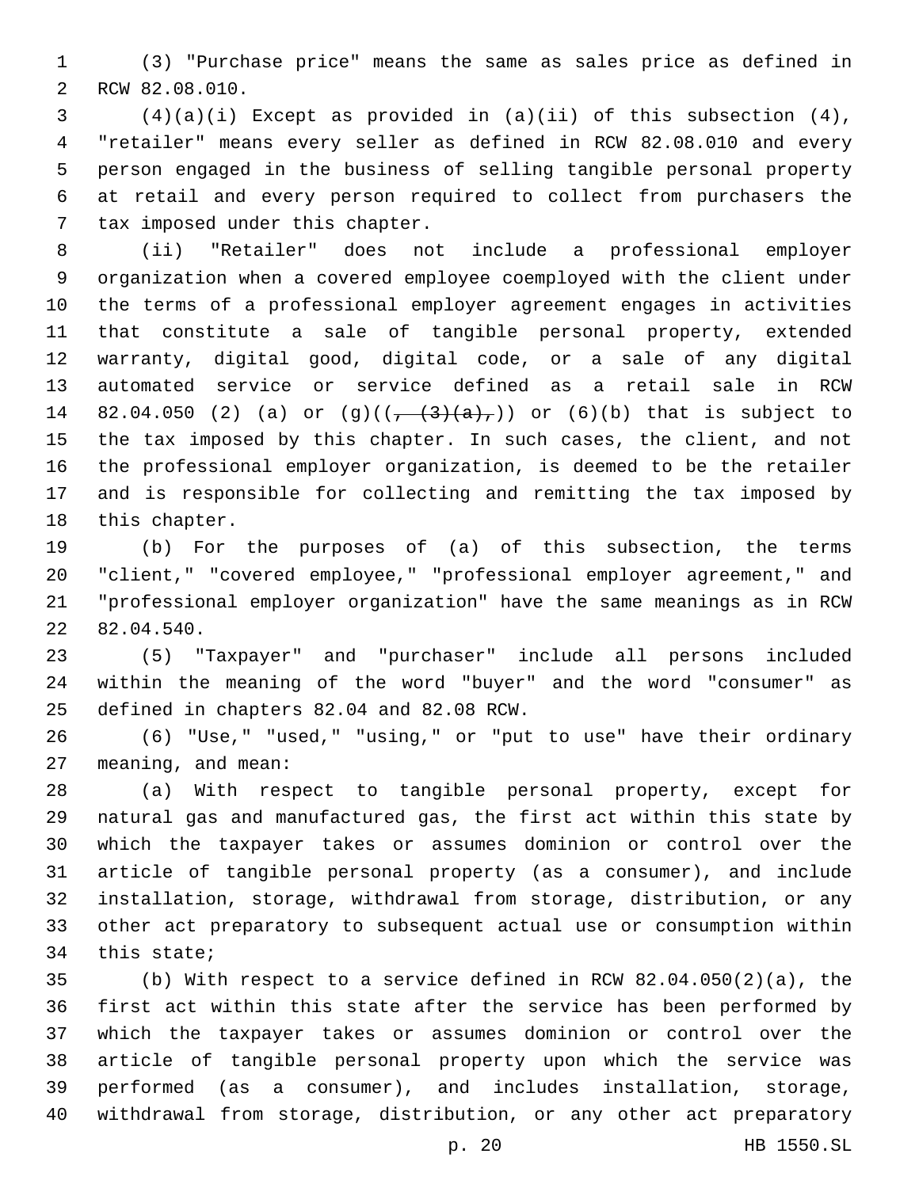(3) "Purchase price" means the same as sales price as defined in RCW 82.08.010.

(4)(a)(i) Except as provided in (a)(ii) of this subsection (4), "retailer" means every seller as defined in RCW 82.08.010 and every person engaged in the business of selling tangible personal property at retail and every person required to collect from purchasers the tax imposed under this chapter.

(ii) "Retailer" does not include a professional employer organization when a covered employee coemployed with the client under the terms of a professional employer agreement engages in activities that constitute a sale of tangible personal property, extended warranty, digital good, digital code, or a sale of any digital automated service or service defined as a retail sale in RCW 82.04.050 (2) (a) or (g)((~~, (3)(a),~~)) or (6)(b) that is subject to the tax imposed by this chapter. In such cases, the client, and not the professional employer organization, is deemed to be the retailer and is responsible for collecting and remitting the tax imposed by this chapter.

(b) For the purposes of (a) of this subsection, the terms "client," "covered employee," "professional employer agreement," and "professional employer organization" have the same meanings as in RCW 82.04.540.

(5) "Taxpayer" and "purchaser" include all persons included within the meaning of the word "buyer" and the word "consumer" as defined in chapters 82.04 and 82.08 RCW.

(6) "Use," "used," "using," or "put to use" have their ordinary meaning, and mean:

(a) With respect to tangible personal property, except for natural gas and manufactured gas, the first act within this state by which the taxpayer takes or assumes dominion or control over the article of tangible personal property (as a consumer), and include installation, storage, withdrawal from storage, distribution, or any other act preparatory to subsequent actual use or consumption within this state;

(b) With respect to a service defined in RCW 82.04.050(2)(a), the first act within this state after the service has been performed by which the taxpayer takes or assumes dominion or control over the article of tangible personal property upon which the service was performed (as a consumer), and includes installation, storage, withdrawal from storage, distribution, or any other act preparatory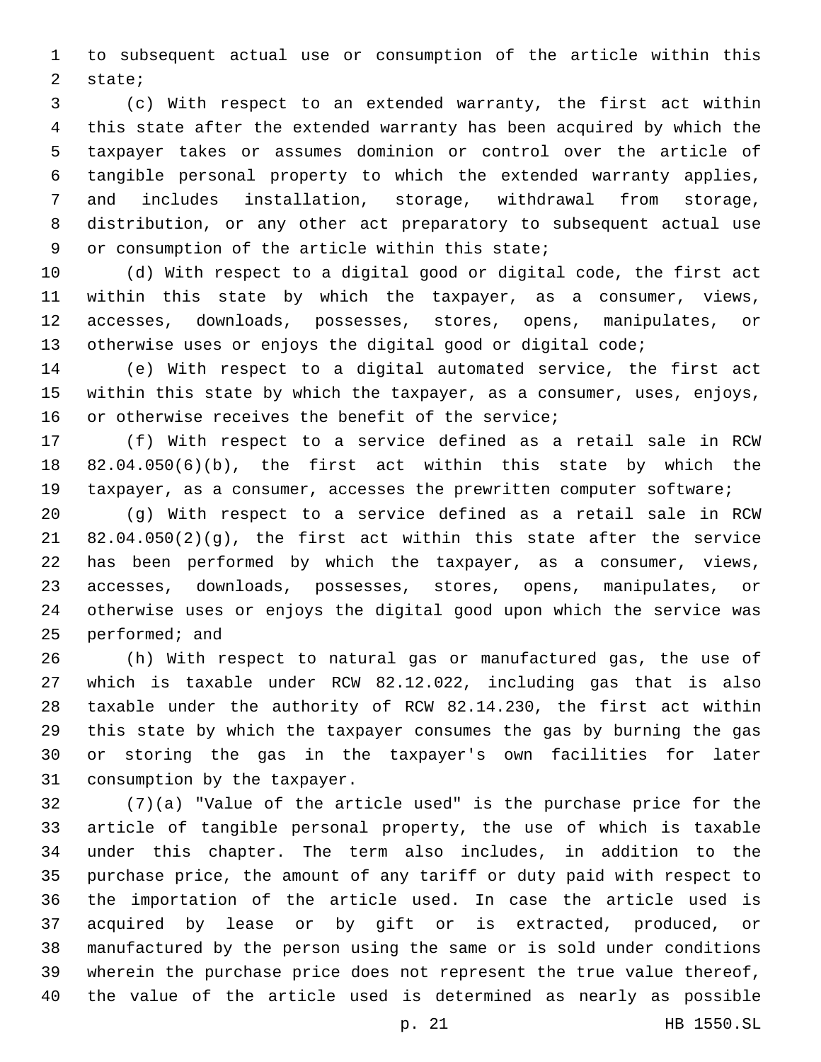to subsequent actual use or consumption of the article within this state;

(c) With respect to an extended warranty, the first act within this state after the extended warranty has been acquired by which the taxpayer takes or assumes dominion or control over the article of tangible personal property to which the extended warranty applies, and includes installation, storage, withdrawal from storage, distribution, or any other act preparatory to subsequent actual use or consumption of the article within this state;

(d) With respect to a digital good or digital code, the first act within this state by which the taxpayer, as a consumer, views, accesses, downloads, possesses, stores, opens, manipulates, or otherwise uses or enjoys the digital good or digital code;

(e) With respect to a digital automated service, the first act within this state by which the taxpayer, as a consumer, uses, enjoys, or otherwise receives the benefit of the service;

(f) With respect to a service defined as a retail sale in RCW 82.04.050(6)(b), the first act within this state by which the taxpayer, as a consumer, accesses the prewritten computer software;

(g) With respect to a service defined as a retail sale in RCW 82.04.050(2)(g), the first act within this state after the service has been performed by which the taxpayer, as a consumer, views, accesses, downloads, possesses, stores, opens, manipulates, or otherwise uses or enjoys the digital good upon which the service was performed; and

(h) With respect to natural gas or manufactured gas, the use of which is taxable under RCW 82.12.022, including gas that is also taxable under the authority of RCW 82.14.230, the first act within this state by which the taxpayer consumes the gas by burning the gas or storing the gas in the taxpayer's own facilities for later consumption by the taxpayer.

(7)(a) "Value of the article used" is the purchase price for the article of tangible personal property, the use of which is taxable under this chapter. The term also includes, in addition to the purchase price, the amount of any tariff or duty paid with respect to the importation of the article used. In case the article used is acquired by lease or by gift or is extracted, produced, or manufactured by the person using the same or is sold under conditions wherein the purchase price does not represent the true value thereof, the value of the article used is determined as nearly as possible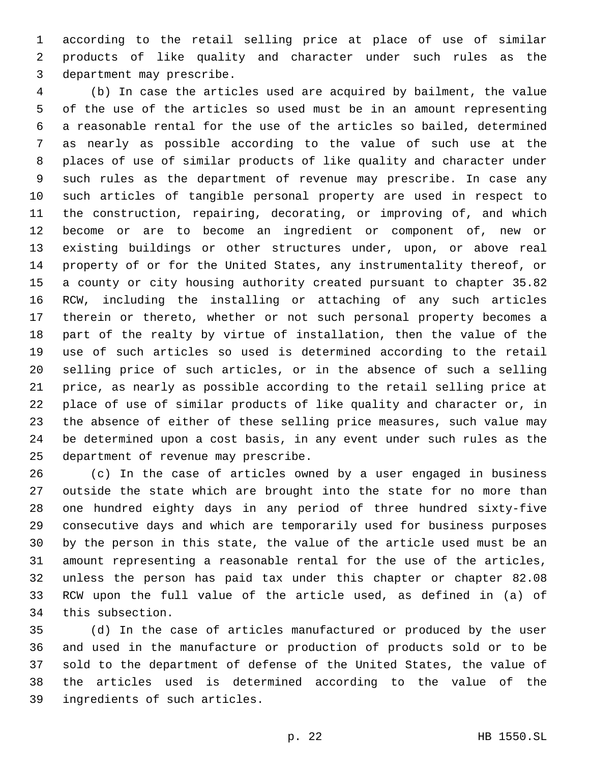according to the retail selling price at place of use of similar products of like quality and character under such rules as the department may prescribe.

(b) In case the articles used are acquired by bailment, the value of the use of the articles so used must be in an amount representing a reasonable rental for the use of the articles so bailed, determined as nearly as possible according to the value of such use at the places of use of similar products of like quality and character under such rules as the department of revenue may prescribe. In case any such articles of tangible personal property are used in respect to the construction, repairing, decorating, or improving of, and which become or are to become an ingredient or component of, new or existing buildings or other structures under, upon, or above real property of or for the United States, any instrumentality thereof, or a county or city housing authority created pursuant to chapter 35.82 RCW, including the installing or attaching of any such articles therein or thereto, whether or not such personal property becomes a part of the realty by virtue of installation, then the value of the use of such articles so used is determined according to the retail selling price of such articles, or in the absence of such a selling price, as nearly as possible according to the retail selling price at place of use of similar products of like quality and character or, in the absence of either of these selling price measures, such value may be determined upon a cost basis, in any event under such rules as the department of revenue may prescribe.

(c) In the case of articles owned by a user engaged in business outside the state which are brought into the state for no more than one hundred eighty days in any period of three hundred sixty-five consecutive days and which are temporarily used for business purposes by the person in this state, the value of the article used must be an amount representing a reasonable rental for the use of the articles, unless the person has paid tax under this chapter or chapter 82.08 RCW upon the full value of the article used, as defined in (a) of this subsection.

(d) In the case of articles manufactured or produced by the user and used in the manufacture or production of products sold or to be sold to the department of defense of the United States, the value of the articles used is determined according to the value of the ingredients of such articles.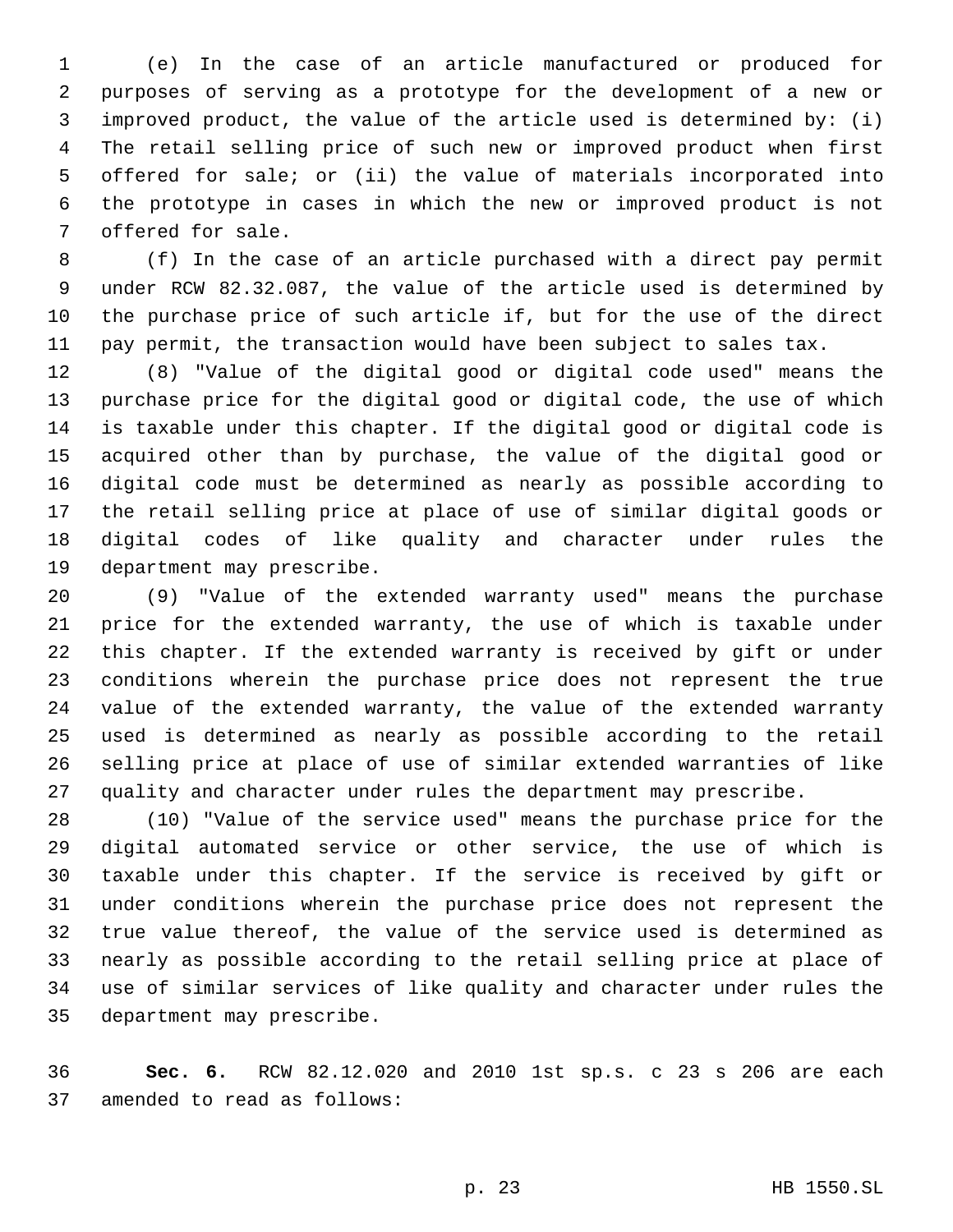(e) In the case of an article manufactured or produced for purposes of serving as a prototype for the development of a new or improved product, the value of the article used is determined by: (i) The retail selling price of such new or improved product when first offered for sale; or (ii) the value of materials incorporated into the prototype in cases in which the new or improved product is not offered for sale.

(f) In the case of an article purchased with a direct pay permit under RCW 82.32.087, the value of the article used is determined by the purchase price of such article if, but for the use of the direct pay permit, the transaction would have been subject to sales tax.

(8) "Value of the digital good or digital code used" means the purchase price for the digital good or digital code, the use of which is taxable under this chapter. If the digital good or digital code is acquired other than by purchase, the value of the digital good or digital code must be determined as nearly as possible according to the retail selling price at place of use of similar digital goods or digital codes of like quality and character under rules the department may prescribe.

(9) "Value of the extended warranty used" means the purchase price for the extended warranty, the use of which is taxable under this chapter. If the extended warranty is received by gift or under conditions wherein the purchase price does not represent the true value of the extended warranty, the value of the extended warranty used is determined as nearly as possible according to the retail selling price at place of use of similar extended warranties of like quality and character under rules the department may prescribe.

(10) "Value of the service used" means the purchase price for the digital automated service or other service, the use of which is taxable under this chapter. If the service is received by gift or under conditions wherein the purchase price does not represent the true value thereof, the value of the service used is determined as nearly as possible according to the retail selling price at place of use of similar services of like quality and character under rules the department may prescribe.

**Sec. 6.** RCW 82.12.020 and 2010 1st sp.s. c 23 s 206 are each amended to read as follows: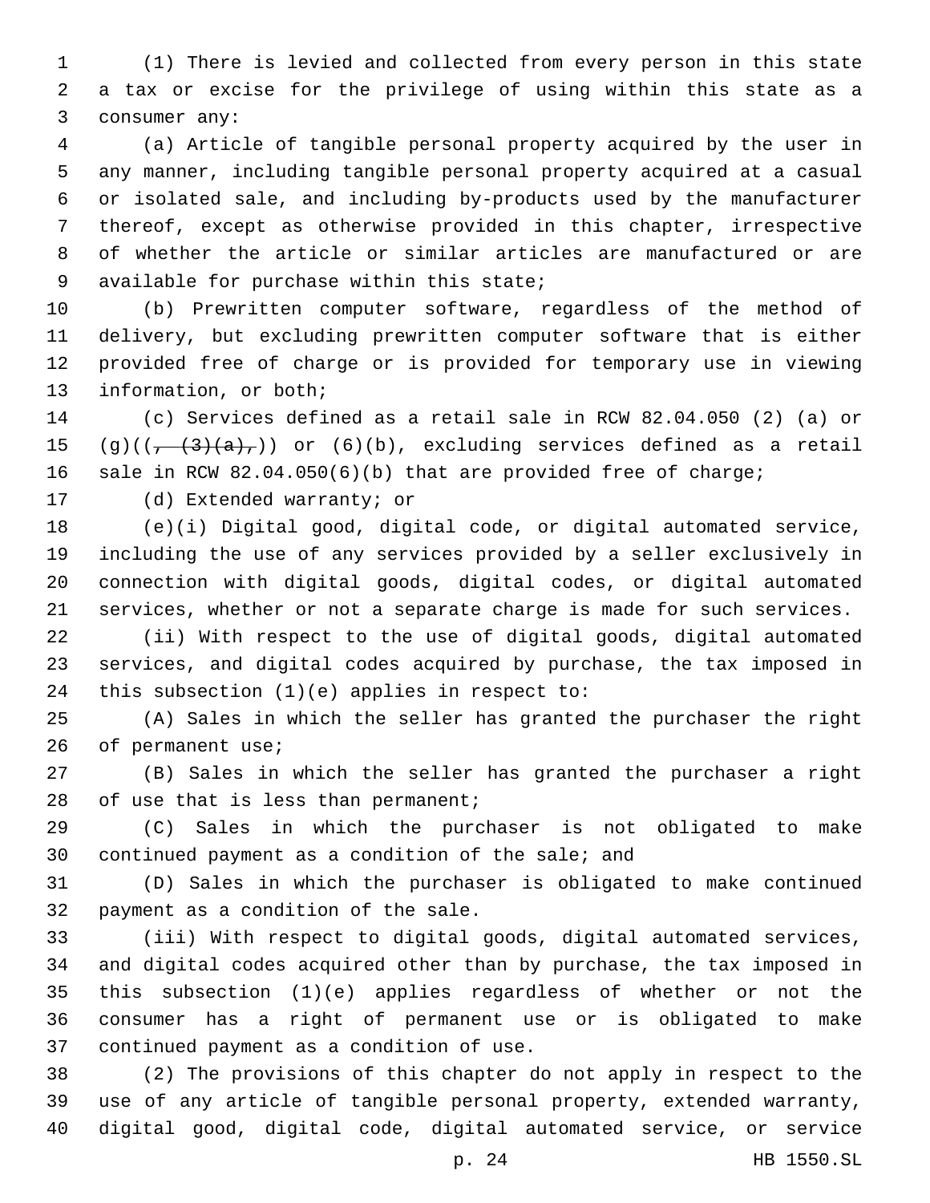(1) There is levied and collected from every person in this state a tax or excise for the privilege of using within this state as a consumer any:

(a) Article of tangible personal property acquired by the user in any manner, including tangible personal property acquired at a casual or isolated sale, and including by-products used by the manufacturer thereof, except as otherwise provided in this chapter, irrespective of whether the article or similar articles are manufactured or are available for purchase within this state;

(b) Prewritten computer software, regardless of the method of delivery, but excluding prewritten computer software that is either provided free of charge or is provided for temporary use in viewing information, or both;

(c) Services defined as a retail sale in RCW 82.04.050 (2) (a) or (g)((~~, (3)(a),~~)) or (6)(b), excluding services defined as a retail sale in RCW 82.04.050(6)(b) that are provided free of charge;

(d) Extended warranty; or

(e)(i) Digital good, digital code, or digital automated service, including the use of any services provided by a seller exclusively in connection with digital goods, digital codes, or digital automated services, whether or not a separate charge is made for such services.

(ii) With respect to the use of digital goods, digital automated services, and digital codes acquired by purchase, the tax imposed in this subsection (1)(e) applies in respect to:

(A) Sales in which the seller has granted the purchaser the right of permanent use;

(B) Sales in which the seller has granted the purchaser a right of use that is less than permanent;

(C) Sales in which the purchaser is not obligated to make continued payment as a condition of the sale; and

(D) Sales in which the purchaser is obligated to make continued payment as a condition of the sale.

(iii) With respect to digital goods, digital automated services, and digital codes acquired other than by purchase, the tax imposed in this subsection (1)(e) applies regardless of whether or not the consumer has a right of permanent use or is obligated to make continued payment as a condition of use.

(2) The provisions of this chapter do not apply in respect to the use of any article of tangible personal property, extended warranty, digital good, digital code, digital automated service, or service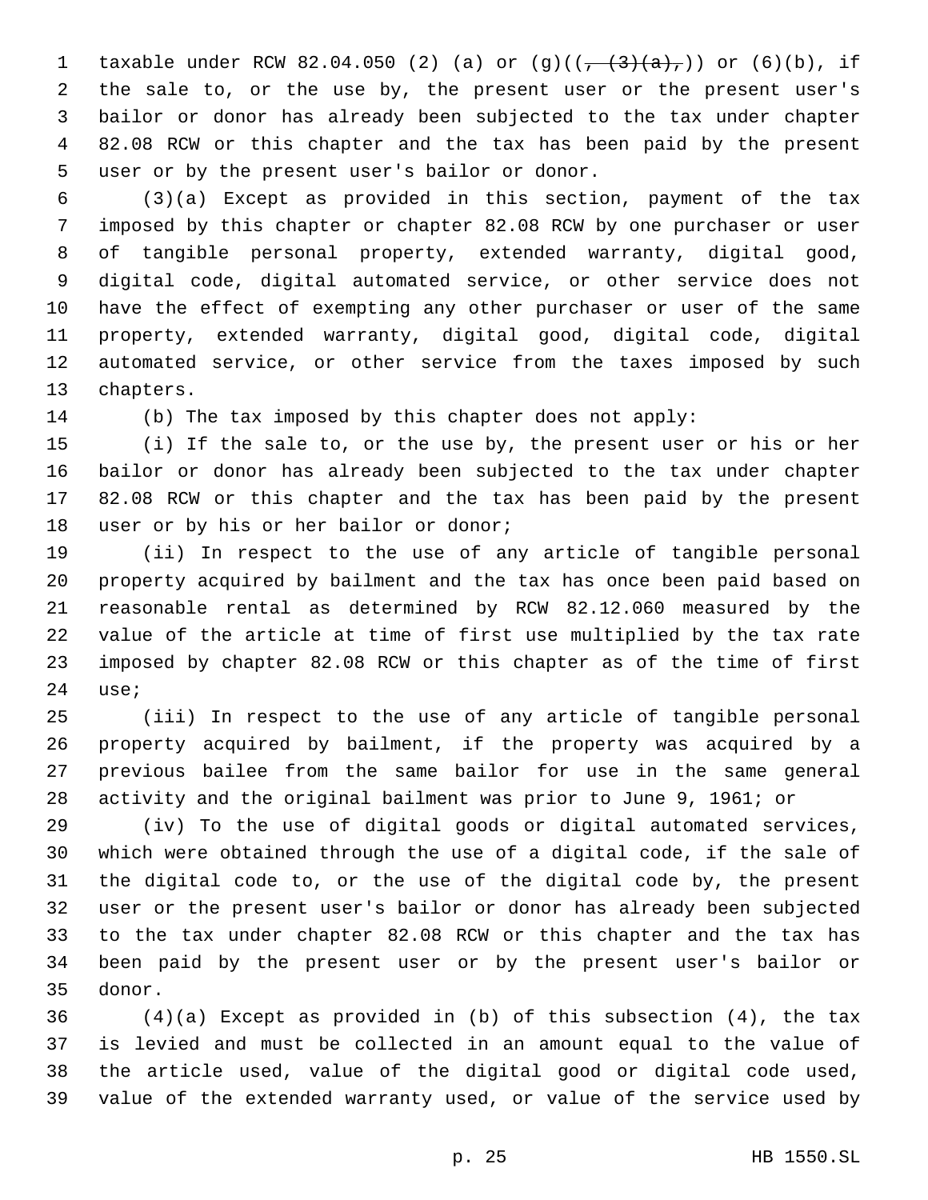taxable under RCW 82.04.050 (2) (a) or (g)((~~, (3)(a),~~)) or (6)(b), if the sale to, or the use by, the present user or the present user's bailor or donor has already been subjected to the tax under chapter 82.08 RCW or this chapter and the tax has been paid by the present user or by the present user's bailor or donor.

(3)(a) Except as provided in this section, payment of the tax imposed by this chapter or chapter 82.08 RCW by one purchaser or user of tangible personal property, extended warranty, digital good, digital code, digital automated service, or other service does not have the effect of exempting any other purchaser or user of the same property, extended warranty, digital good, digital code, digital automated service, or other service from the taxes imposed by such chapters.

(b) The tax imposed by this chapter does not apply:

(i) If the sale to, or the use by, the present user or his or her bailor or donor has already been subjected to the tax under chapter 82.08 RCW or this chapter and the tax has been paid by the present user or by his or her bailor or donor;

(ii) In respect to the use of any article of tangible personal property acquired by bailment and the tax has once been paid based on reasonable rental as determined by RCW 82.12.060 measured by the value of the article at time of first use multiplied by the tax rate imposed by chapter 82.08 RCW or this chapter as of the time of first use;

(iii) In respect to the use of any article of tangible personal property acquired by bailment, if the property was acquired by a previous bailee from the same bailor for use in the same general activity and the original bailment was prior to June 9, 1961; or

(iv) To the use of digital goods or digital automated services, which were obtained through the use of a digital code, if the sale of the digital code to, or the use of the digital code by, the present user or the present user's bailor or donor has already been subjected to the tax under chapter 82.08 RCW or this chapter and the tax has been paid by the present user or by the present user's bailor or donor.

(4)(a) Except as provided in (b) of this subsection (4), the tax is levied and must be collected in an amount equal to the value of the article used, value of the digital good or digital code used, value of the extended warranty used, or value of the service used by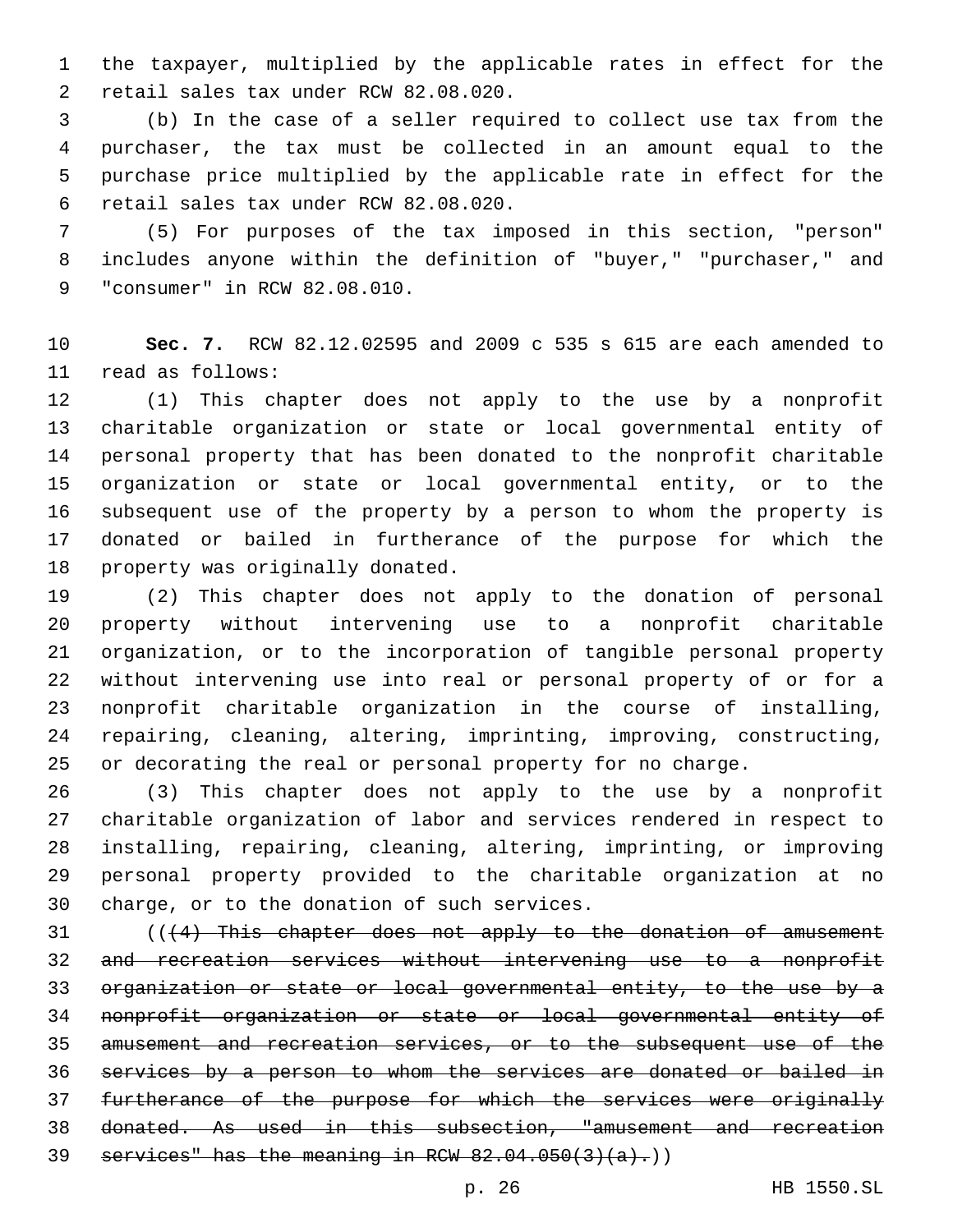the taxpayer, multiplied by the applicable rates in effect for the retail sales tax under RCW 82.08.020.

(b) In the case of a seller required to collect use tax from the purchaser, the tax must be collected in an amount equal to the purchase price multiplied by the applicable rate in effect for the retail sales tax under RCW 82.08.020.

(5) For purposes of the tax imposed in this section, "person" includes anyone within the definition of "buyer," "purchaser," and "consumer" in RCW 82.08.010.

**Sec. 7.** RCW 82.12.02595 and 2009 c 535 s 615 are each amended to read as follows:

(1) This chapter does not apply to the use by a nonprofit charitable organization or state or local governmental entity of personal property that has been donated to the nonprofit charitable organization or state or local governmental entity, or to the subsequent use of the property by a person to whom the property is donated or bailed in furtherance of the purpose for which the property was originally donated.

(2) This chapter does not apply to the donation of personal property without intervening use to a nonprofit charitable organization, or to the incorporation of tangible personal property without intervening use into real or personal property of or for a nonprofit charitable organization in the course of installing, repairing, cleaning, altering, imprinting, improving, constructing, or decorating the real or personal property for no charge.

(3) This chapter does not apply to the use by a nonprofit charitable organization of labor and services rendered in respect to installing, repairing, cleaning, altering, imprinting, or improving personal property provided to the charitable organization at no charge, or to the donation of such services.

((~~(4) This chapter does not apply to the donation of amusement and recreation services without intervening use to a nonprofit organization or state or local governmental entity, to the use by a nonprofit organization or state or local governmental entity of amusement and recreation services, or to the subsequent use of the services by a person to whom the services are donated or bailed in furtherance of the purpose for which the services were originally donated. As used in this subsection, "amusement and recreation services" has the meaning in RCW 82.04.050(3)(a).~~))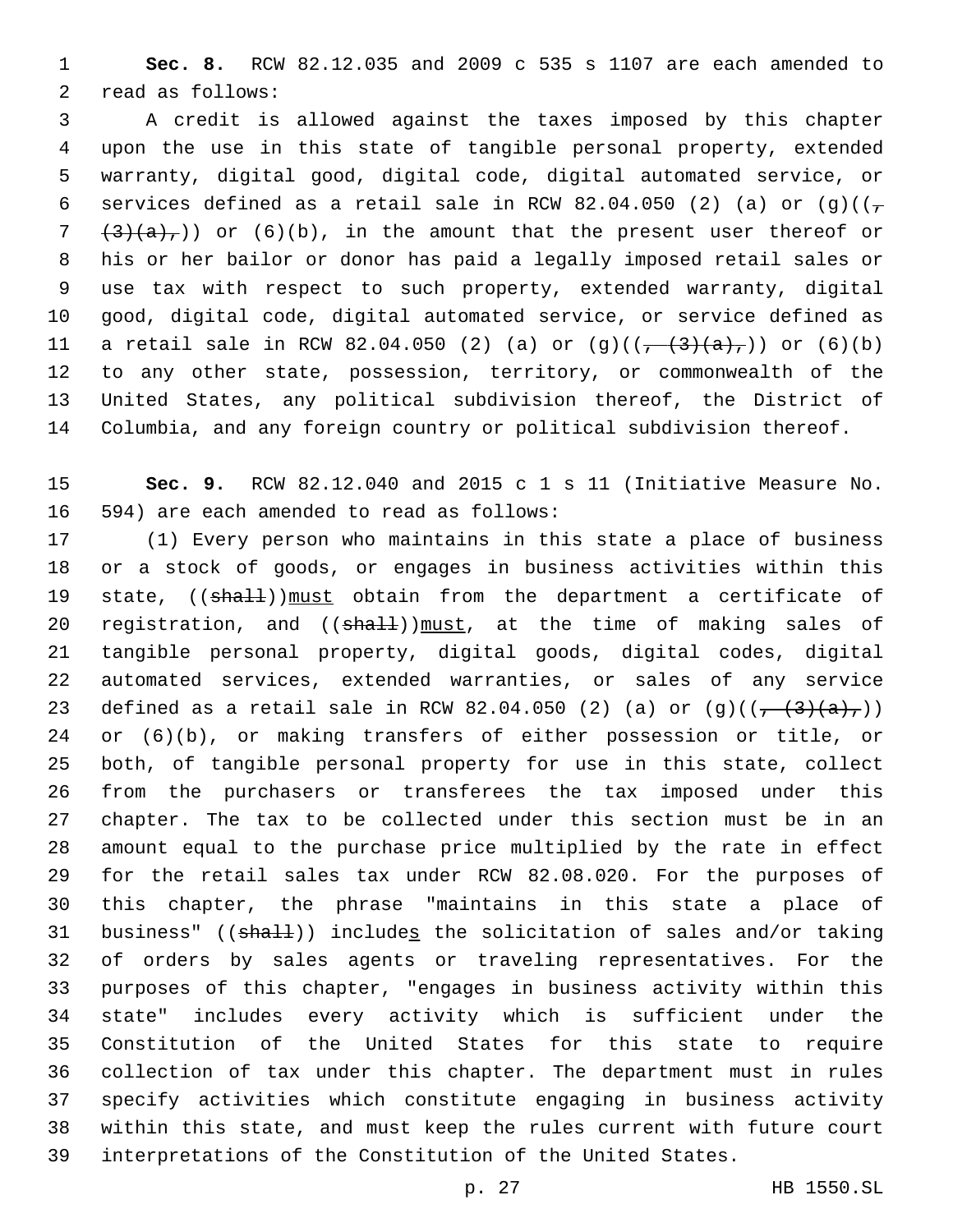**Sec. 8.** RCW 82.12.035 and 2009 c 535 s 1107 are each amended to read as follows:

A credit is allowed against the taxes imposed by this chapter upon the use in this state of tangible personal property, extended warranty, digital good, digital code, digital automated service, or services defined as a retail sale in RCW 82.04.050 (2) (a) or (g)((~~, (3)(a),~~)) or (6)(b), in the amount that the present user thereof or his or her bailor or donor has paid a legally imposed retail sales or use tax with respect to such property, extended warranty, digital good, digital code, digital automated service, or service defined as a retail sale in RCW 82.04.050 (2) (a) or (g)((~~, (3)(a),~~)) or (6)(b) to any other state, possession, territory, or commonwealth of the United States, any political subdivision thereof, the District of Columbia, and any foreign country or political subdivision thereof.

**Sec. 9.** RCW 82.12.040 and 2015 c 1 s 11 (Initiative Measure No. 594) are each amended to read as follows:

(1) Every person who maintains in this state a place of business or a stock of goods, or engages in business activities within this state, ((~~shall~~))<u>must</u> obtain from the department a certificate of registration, and ((~~shall~~))<u>must</u>, at the time of making sales of tangible personal property, digital goods, digital codes, digital automated services, extended warranties, or sales of any service defined as a retail sale in RCW 82.04.050 (2) (a) or (g)((~~, (3)(a),~~)) or (6)(b), or making transfers of either possession or title, or both, of tangible personal property for use in this state, collect from the purchasers or transferees the tax imposed under this chapter. The tax to be collected under this section must be in an amount equal to the purchase price multiplied by the rate in effect for the retail sales tax under RCW 82.08.020. For the purposes of this chapter, the phrase "maintains in this state a place of business" ((~~shall~~)) include<u>s</u> the solicitation of sales and/or taking of orders by sales agents or traveling representatives. For the purposes of this chapter, "engages in business activity within this state" includes every activity which is sufficient under the Constitution of the United States for this state to require collection of tax under this chapter. The department must in rules specify activities which constitute engaging in business activity within this state, and must keep the rules current with future court interpretations of the Constitution of the United States.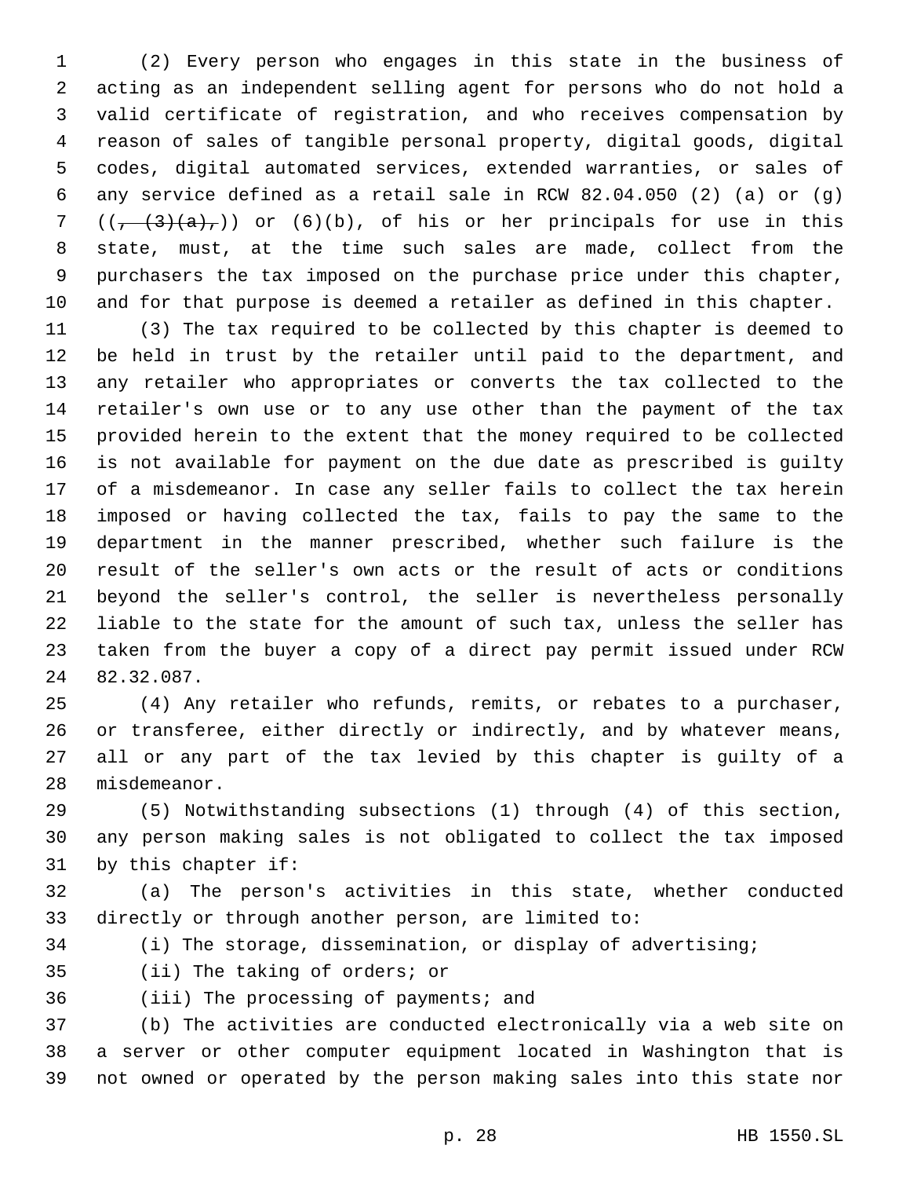(2) Every person who engages in this state in the business of acting as an independent selling agent for persons who do not hold a valid certificate of registration, and who receives compensation by reason of sales of tangible personal property, digital goods, digital codes, digital automated services, extended warranties, or sales of any service defined as a retail sale in RCW 82.04.050 (2) (a) or (g) ((~~, (3)(a),~~)) or (6)(b), of his or her principals for use in this state, must, at the time such sales are made, collect from the purchasers the tax imposed on the purchase price under this chapter, and for that purpose is deemed a retailer as defined in this chapter.

(3) The tax required to be collected by this chapter is deemed to be held in trust by the retailer until paid to the department, and any retailer who appropriates or converts the tax collected to the retailer's own use or to any use other than the payment of the tax provided herein to the extent that the money required to be collected is not available for payment on the due date as prescribed is guilty of a misdemeanor. In case any seller fails to collect the tax herein imposed or having collected the tax, fails to pay the same to the department in the manner prescribed, whether such failure is the result of the seller's own acts or the result of acts or conditions beyond the seller's control, the seller is nevertheless personally liable to the state for the amount of such tax, unless the seller has taken from the buyer a copy of a direct pay permit issued under RCW 82.32.087.

(4) Any retailer who refunds, remits, or rebates to a purchaser, or transferee, either directly or indirectly, and by whatever means, all or any part of the tax levied by this chapter is guilty of a misdemeanor.

(5) Notwithstanding subsections (1) through (4) of this section, any person making sales is not obligated to collect the tax imposed by this chapter if:

(a) The person's activities in this state, whether conducted directly or through another person, are limited to:

(i) The storage, dissemination, or display of advertising;

(ii) The taking of orders; or

(iii) The processing of payments; and

(b) The activities are conducted electronically via a web site on a server or other computer equipment located in Washington that is not owned or operated by the person making sales into this state nor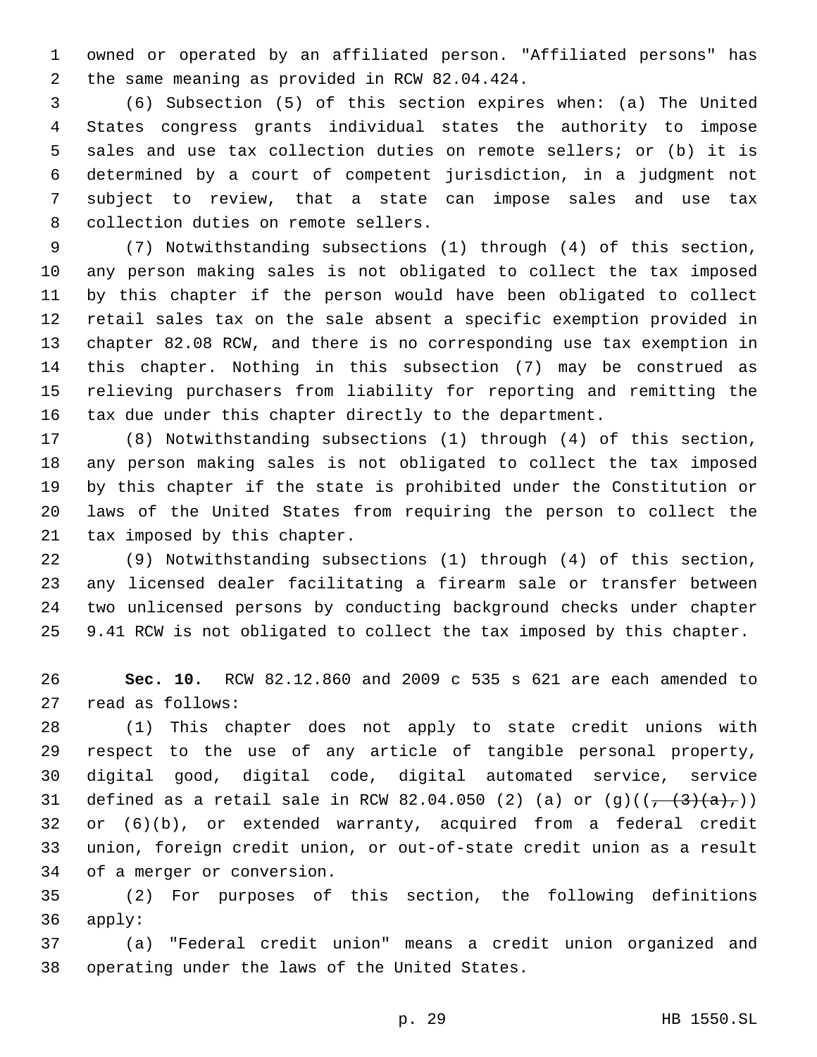owned or operated by an affiliated person. "Affiliated persons" has the same meaning as provided in RCW 82.04.424.

(6) Subsection (5) of this section expires when: (a) The United States congress grants individual states the authority to impose sales and use tax collection duties on remote sellers; or (b) it is determined by a court of competent jurisdiction, in a judgment not subject to review, that a state can impose sales and use tax collection duties on remote sellers.

(7) Notwithstanding subsections (1) through (4) of this section, any person making sales is not obligated to collect the tax imposed by this chapter if the person would have been obligated to collect retail sales tax on the sale absent a specific exemption provided in chapter 82.08 RCW, and there is no corresponding use tax exemption in this chapter. Nothing in this subsection (7) may be construed as relieving purchasers from liability for reporting and remitting the tax due under this chapter directly to the department.

(8) Notwithstanding subsections (1) through (4) of this section, any person making sales is not obligated to collect the tax imposed by this chapter if the state is prohibited under the Constitution or laws of the United States from requiring the person to collect the tax imposed by this chapter.

(9) Notwithstanding subsections (1) through (4) of this section, any licensed dealer facilitating a firearm sale or transfer between two unlicensed persons by conducting background checks under chapter 9.41 RCW is not obligated to collect the tax imposed by this chapter.

**Sec. 10.** RCW 82.12.860 and 2009 c 535 s 621 are each amended to read as follows:

(1) This chapter does not apply to state credit unions with respect to the use of any article of tangible personal property, digital good, digital code, digital automated service, service defined as a retail sale in RCW 82.04.050 (2) (a) or (g)((~~, (3)(a),~~)) or (6)(b), or extended warranty, acquired from a federal credit union, foreign credit union, or out-of-state credit union as a result of a merger or conversion.

(2) For purposes of this section, the following definitions apply:

(a) "Federal credit union" means a credit union organized and operating under the laws of the United States.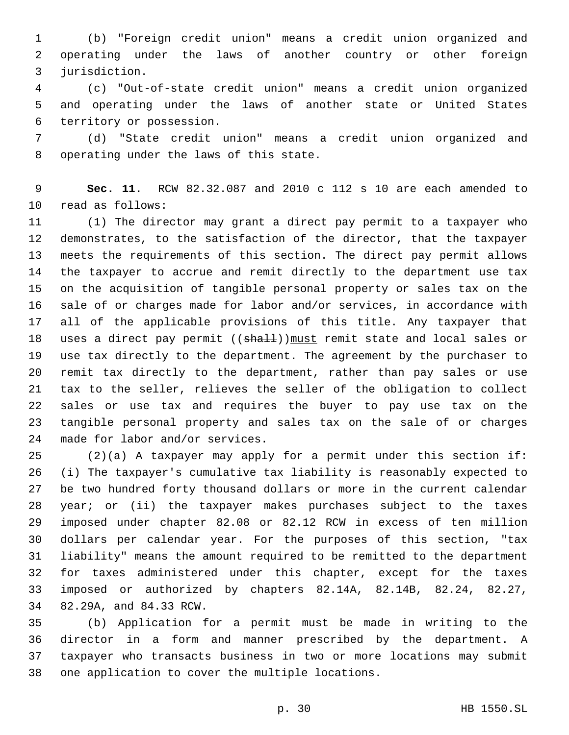(b) "Foreign credit union" means a credit union organized and operating under the laws of another country or other foreign jurisdiction.

(c) "Out-of-state credit union" means a credit union organized and operating under the laws of another state or United States territory or possession.

(d) "State credit union" means a credit union organized and operating under the laws of this state.

**Sec. 11.** RCW 82.32.087 and 2010 c 112 s 10 are each amended to read as follows:

(1) The director may grant a direct pay permit to a taxpayer who demonstrates, to the satisfaction of the director, that the taxpayer meets the requirements of this section. The direct pay permit allows the taxpayer to accrue and remit directly to the department use tax on the acquisition of tangible personal property or sales tax on the sale of or charges made for labor and/or services, in accordance with all of the applicable provisions of this title. Any taxpayer that uses a direct pay permit ((~~shall~~))<u>must</u> remit state and local sales or use tax directly to the department. The agreement by the purchaser to remit tax directly to the department, rather than pay sales or use tax to the seller, relieves the seller of the obligation to collect sales or use tax and requires the buyer to pay use tax on the tangible personal property and sales tax on the sale of or charges made for labor and/or services.

(2)(a) A taxpayer may apply for a permit under this section if: (i) The taxpayer's cumulative tax liability is reasonably expected to be two hundred forty thousand dollars or more in the current calendar year; or (ii) the taxpayer makes purchases subject to the taxes imposed under chapter 82.08 or 82.12 RCW in excess of ten million dollars per calendar year. For the purposes of this section, "tax liability" means the amount required to be remitted to the department for taxes administered under this chapter, except for the taxes imposed or authorized by chapters 82.14A, 82.14B, 82.24, 82.27, 82.29A, and 84.33 RCW.

(b) Application for a permit must be made in writing to the director in a form and manner prescribed by the department. A taxpayer who transacts business in two or more locations may submit one application to cover the multiple locations.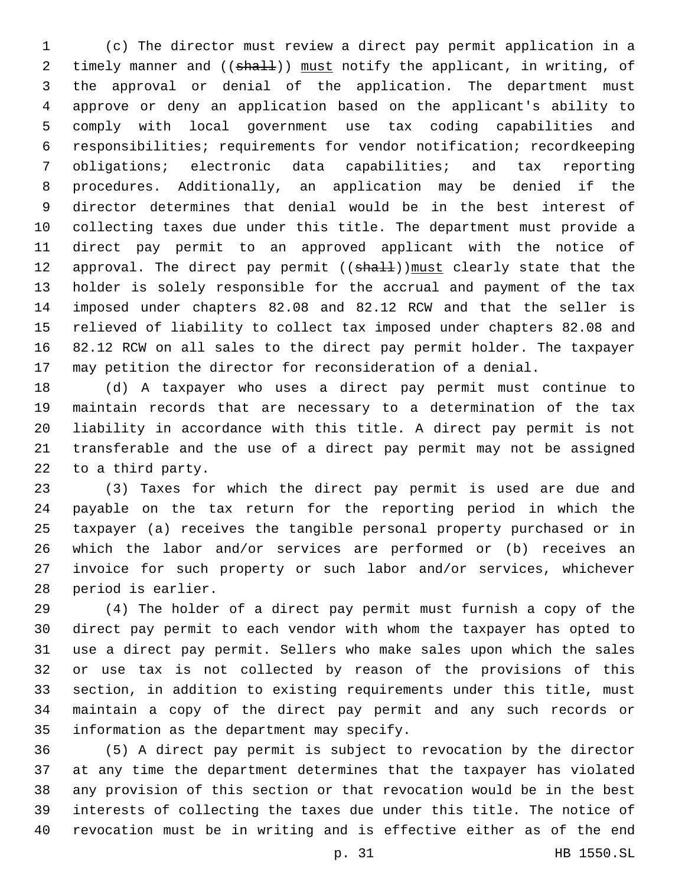(c) The director must review a direct pay permit application in a timely manner and ((~~shall~~)) must notify the applicant, in writing, of the approval or denial of the application. The department must approve or deny an application based on the applicant's ability to comply with local government use tax coding capabilities and responsibilities; requirements for vendor notification; recordkeeping obligations; electronic data capabilities; and tax reporting procedures. Additionally, an application may be denied if the director determines that denial would be in the best interest of collecting taxes due under this title. The department must provide a direct pay permit to an approved applicant with the notice of approval. The direct pay permit ((~~shall~~))must clearly state that the holder is solely responsible for the accrual and payment of the tax imposed under chapters 82.08 and 82.12 RCW and that the seller is relieved of liability to collect tax imposed under chapters 82.08 and 82.12 RCW on all sales to the direct pay permit holder. The taxpayer may petition the director for reconsideration of a denial.

(d) A taxpayer who uses a direct pay permit must continue to maintain records that are necessary to a determination of the tax liability in accordance with this title. A direct pay permit is not transferable and the use of a direct pay permit may not be assigned to a third party.

(3) Taxes for which the direct pay permit is used are due and payable on the tax return for the reporting period in which the taxpayer (a) receives the tangible personal property purchased or in which the labor and/or services are performed or (b) receives an invoice for such property or such labor and/or services, whichever period is earlier.

(4) The holder of a direct pay permit must furnish a copy of the direct pay permit to each vendor with whom the taxpayer has opted to use a direct pay permit. Sellers who make sales upon which the sales or use tax is not collected by reason of the provisions of this section, in addition to existing requirements under this title, must maintain a copy of the direct pay permit and any such records or information as the department may specify.

(5) A direct pay permit is subject to revocation by the director at any time the department determines that the taxpayer has violated any provision of this section or that revocation would be in the best interests of collecting the taxes due under this title. The notice of revocation must be in writing and is effective either as of the end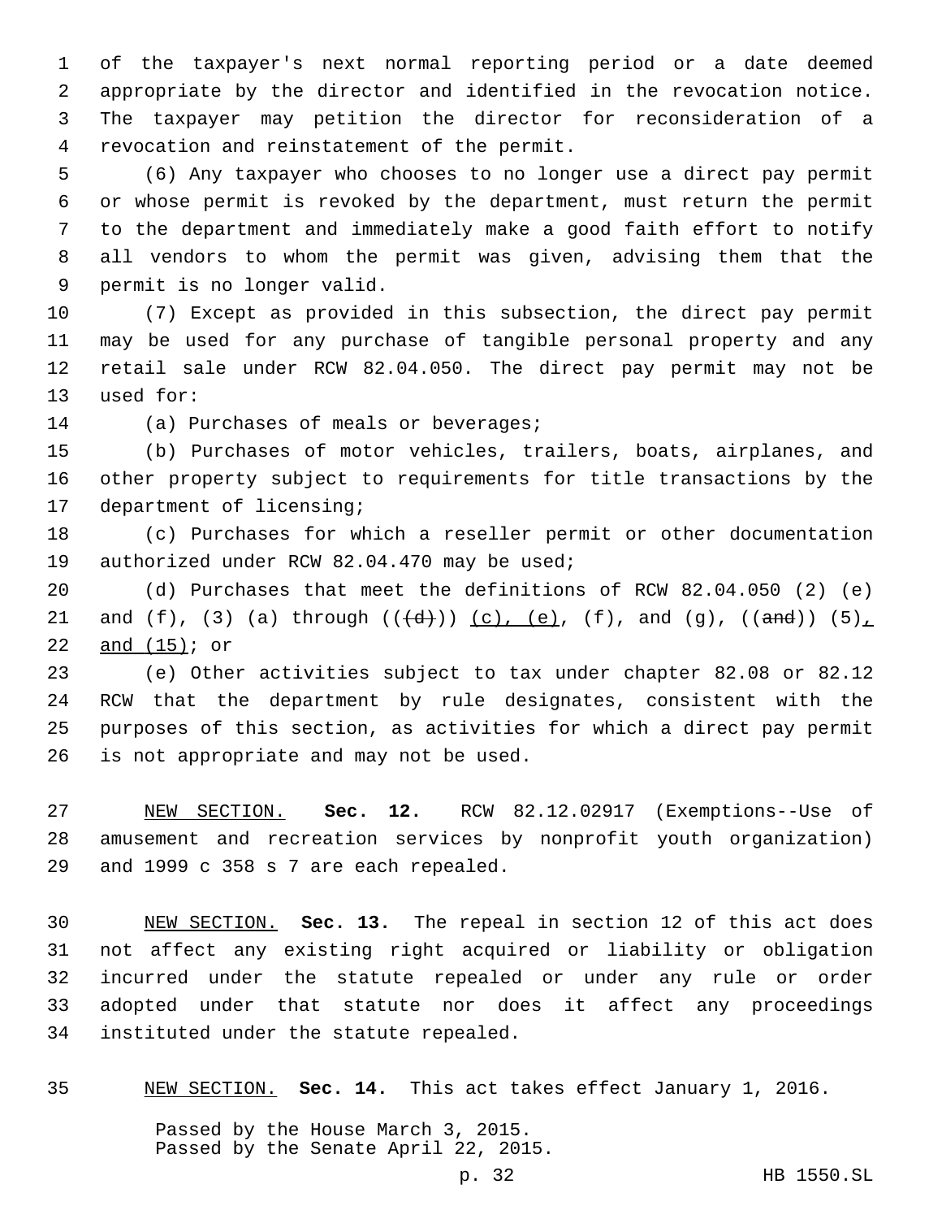of the taxpayer's next normal reporting period or a date deemed appropriate by the director and identified in the revocation notice. The taxpayer may petition the director for reconsideration of a revocation and reinstatement of the permit.

(6) Any taxpayer who chooses to no longer use a direct pay permit or whose permit is revoked by the department, must return the permit to the department and immediately make a good faith effort to notify all vendors to whom the permit was given, advising them that the permit is no longer valid.

(7) Except as provided in this subsection, the direct pay permit may be used for any purchase of tangible personal property and any retail sale under RCW 82.04.050. The direct pay permit may not be used for:

(a) Purchases of meals or beverages;

(b) Purchases of motor vehicles, trailers, boats, airplanes, and other property subject to requirements for title transactions by the department of licensing;

(c) Purchases for which a reseller permit or other documentation authorized under RCW 82.04.470 may be used;

(d) Purchases that meet the definitions of RCW 82.04.050 (2) (e) and (f), (3) (a) through ((~~(d)~~)) <u>(c), (e)</u>, (f), and (g), ((~~and~~)) (5)<u>, and (15)</u>; or

(e) Other activities subject to tax under chapter 82.08 or 82.12 RCW that the department by rule designates, consistent with the purposes of this section, as activities for which a direct pay permit is not appropriate and may not be used.

<u>NEW SECTION.</u> **Sec. 12.** RCW 82.12.02917 (Exemptions--Use of amusement and recreation services by nonprofit youth organization) and 1999 c 358 s 7 are each repealed.

<u>NEW SECTION.</u> **Sec. 13.** The repeal in section 12 of this act does not affect any existing right acquired or liability or obligation incurred under the statute repealed or under any rule or order adopted under that statute nor does it affect any proceedings instituted under the statute repealed.

<u>NEW SECTION.</u> **Sec. 14.** This act takes effect January 1, 2016.

Passed by the House March 3, 2015.
Passed by the Senate April 22, 2015.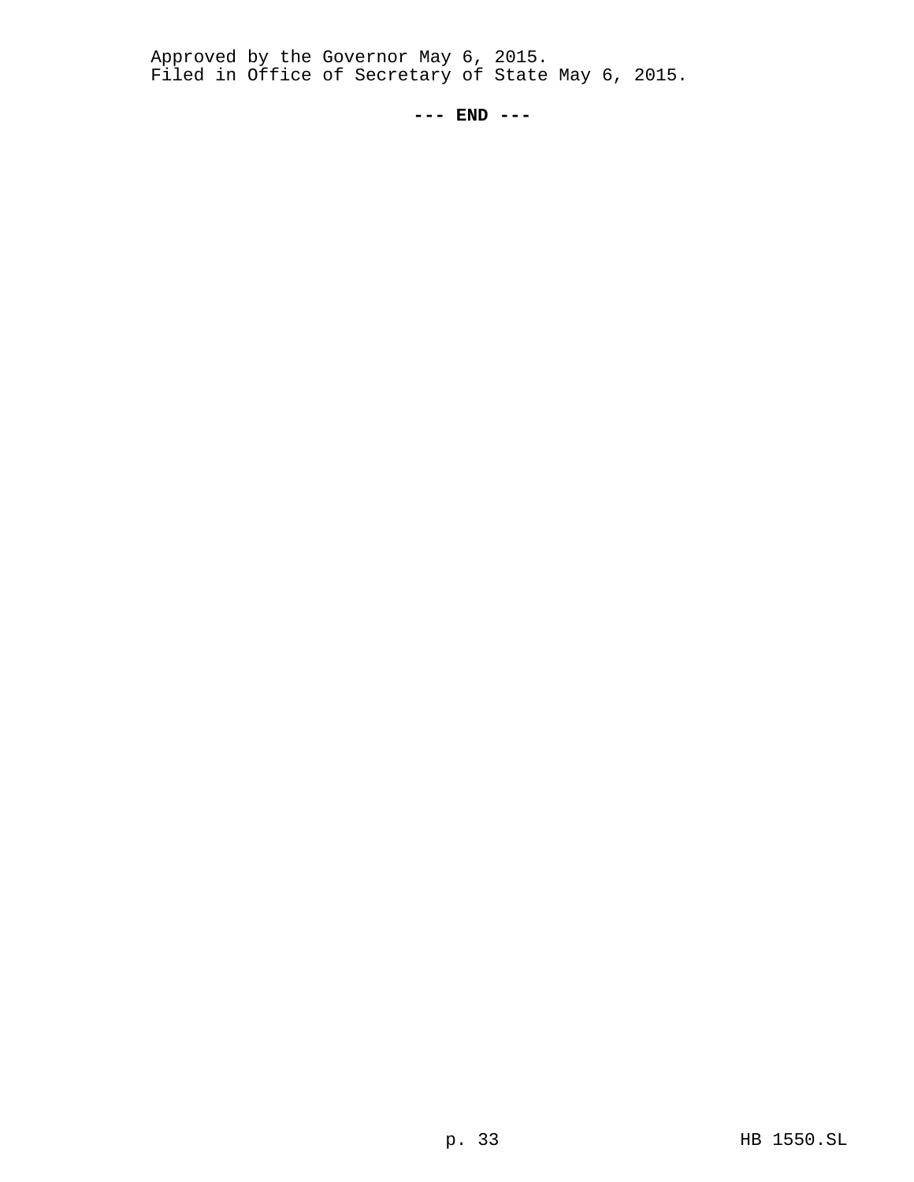Approved by the Governor May 6, 2015.
Filed in Office of Secretary of State May 6, 2015.

**--- END ---**